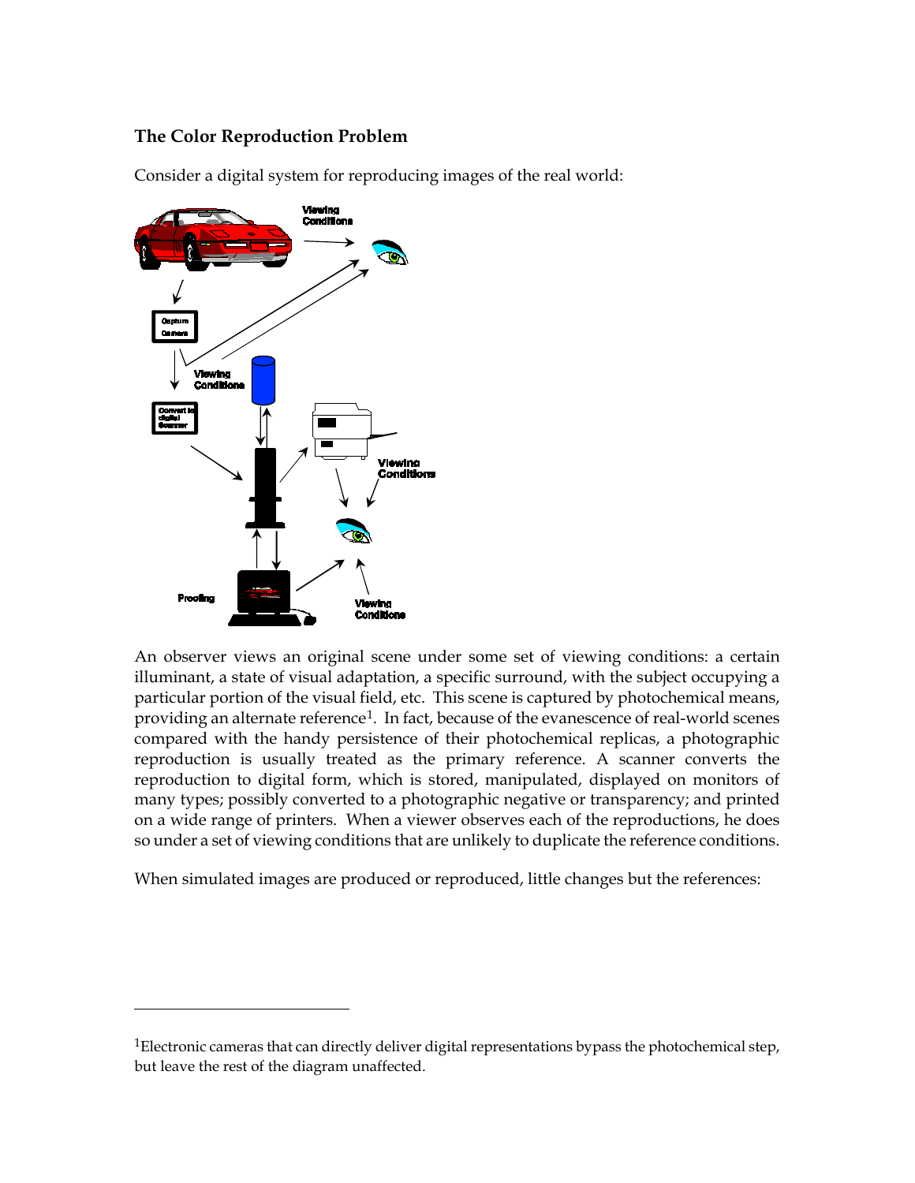## The Color Reproduction Problem

Consider a digital system for reproducing images of the real world:

An observer views an original scene under some set of viewing conditions: a certain illuminant, a state of visual adaptation, a specific surround, with the subject occupying a particular portion of the visual field, etc. This scene is captured by photochemical means, providing an alternate reference[1]. In fact, because of the evanescence of real-world scenes compared with the handy persistence of their photochemical replicas, a photographic reproduction is usually treated as the primary reference. A scanner converts the reproduction to digital form, which is stored, manipulated, displayed on monitors of many types; possibly converted to a photographic negative or transparency; and printed on a wide range of printers. When a viewer observes each of the reproductions, he does so under a set of viewing conditions that are unlikely to duplicate the reference conditions.

When simulated images are produced or reproduced, little changes but the references:

---

[1]Electronic cameras that can directly deliver digital representations bypass the photochemical step, but leave the rest of the diagram unaffected.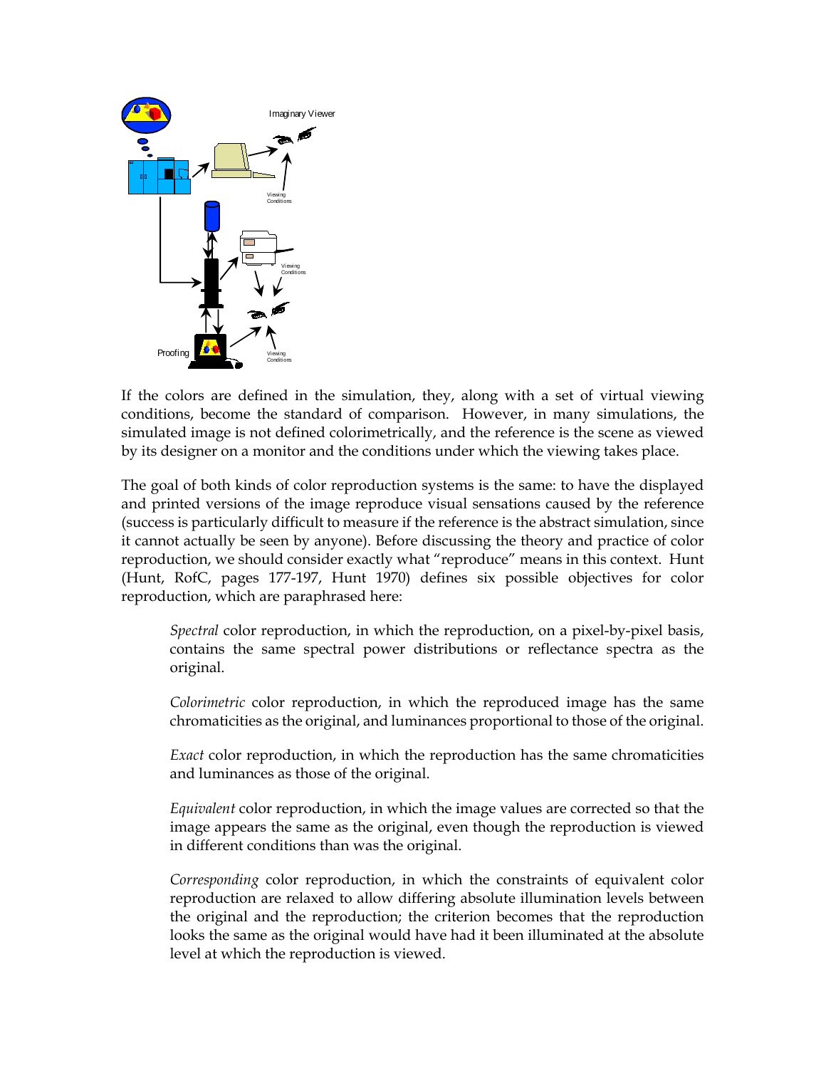If the colors are defined in the simulation, they, along with a set of virtual viewing conditions, become the standard of comparison. However, in many simulations, the simulated image is not defined colorimetrically, and the reference is the scene as viewed by its designer on a monitor and the conditions under which the viewing takes place.

The goal of both kinds of color reproduction systems is the same: to have the displayed and printed versions of the image reproduce visual sensations caused by the reference (success is particularly difficult to measure if the reference is the abstract simulation, since it cannot actually be seen by anyone). Before discussing the theory and practice of color reproduction, we should consider exactly what "reproduce" means in this context. Hunt (Hunt, RofC, pages 177-197, Hunt 1970) defines six possible objectives for color reproduction, which are paraphrased here:

> *Spectral* color reproduction, in which the reproduction, on a pixel-by-pixel basis, contains the same spectral power distributions or reflectance spectra as the original.
>
> *Colorimetric* color reproduction, in which the reproduced image has the same chromaticities as the original, and luminances proportional to those of the original.
>
> *Exact* color reproduction, in which the reproduction has the same chromaticities and luminances as those of the original.
>
> *Equivalent* color reproduction, in which the image values are corrected so that the image appears the same as the original, even though the reproduction is viewed in different conditions than was the original.
>
> *Corresponding* color reproduction, in which the constraints of equivalent color reproduction are relaxed to allow differing absolute illumination levels between the original and the reproduction; the criterion becomes that the reproduction looks the same as the original would have had it been illuminated at the absolute level at which the reproduction is viewed.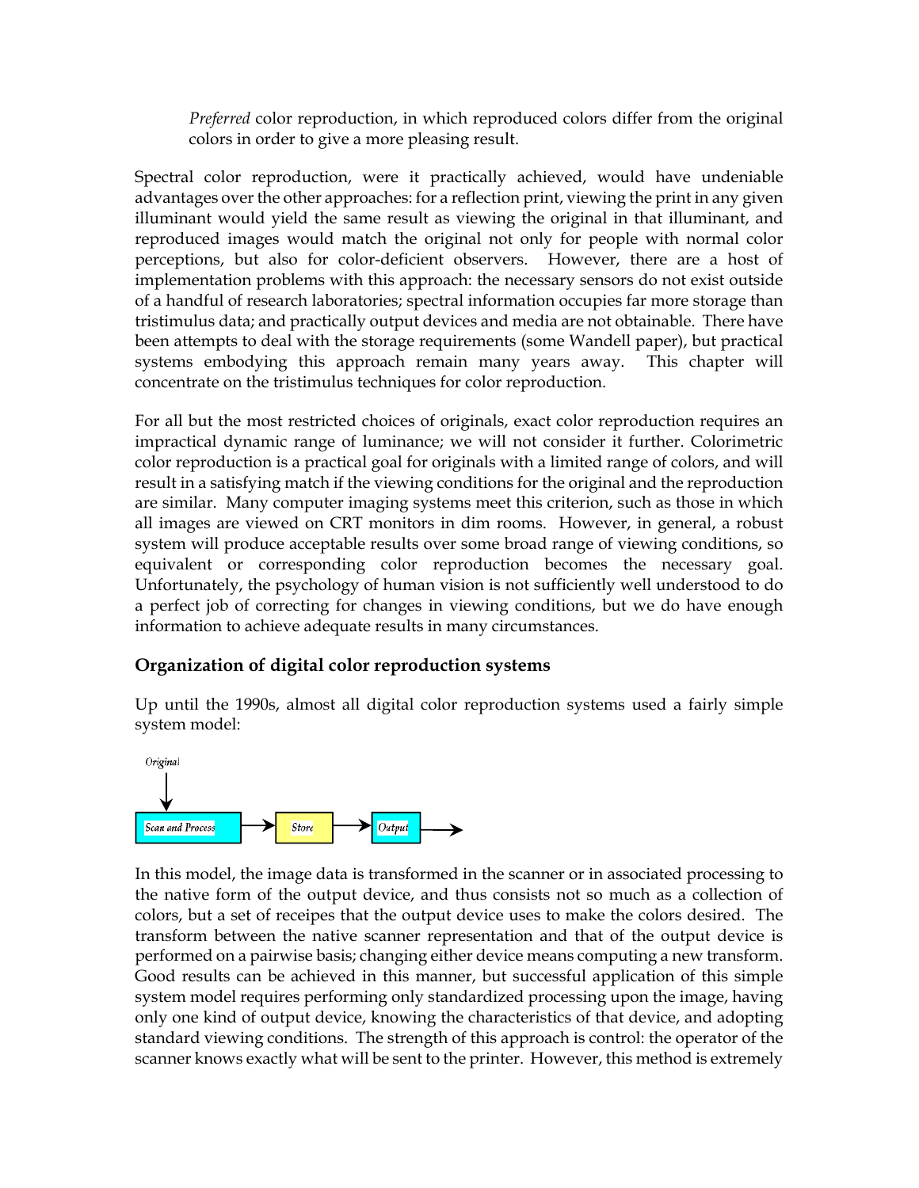*Preferred* color reproduction, in which reproduced colors differ from the original colors in order to give a more pleasing result.

Spectral color reproduction, were it practically achieved, would have undeniable advantages over the other approaches: for a reflection print, viewing the print in any given illuminant would yield the same result as viewing the original in that illuminant, and reproduced images would match the original not only for people with normal color perceptions, but also for color-deficient observers. However, there are a host of implementation problems with this approach: the necessary sensors do not exist outside of a handful of research laboratories; spectral information occupies far more storage than tristimulus data; and practically output devices and media are not obtainable. There have been attempts to deal with the storage requirements (some Wandell paper), but practical systems embodying this approach remain many years away. This chapter will concentrate on the tristimulus techniques for color reproduction.

For all but the most restricted choices of originals, exact color reproduction requires an impractical dynamic range of luminance; we will not consider it further. Colorimetric color reproduction is a practical goal for originals with a limited range of colors, and will result in a satisfying match if the viewing conditions for the original and the reproduction are similar. Many computer imaging systems meet this criterion, such as those in which all images are viewed on CRT monitors in dim rooms. However, in general, a robust system will produce acceptable results over some broad range of viewing conditions, so equivalent or corresponding color reproduction becomes the necessary goal. Unfortunately, the psychology of human vision is not sufficiently well understood to do a perfect job of correcting for changes in viewing conditions, but we do have enough information to achieve adequate results in many circumstances.

## Organization of digital color reproduction systems

Up until the 1990s, almost all digital color reproduction systems used a fairly simple system model:

Original → Scan and Process → Store → Output →

In this model, the image data is transformed in the scanner or in associated processing to the native form of the output device, and thus consists not so much as a collection of colors, but a set of receipes that the output device uses to make the colors desired. The transform between the native scanner representation and that of the output device is performed on a pairwise basis; changing either device means computing a new transform. Good results can be achieved in this manner, but successful application of this simple system model requires performing only standardized processing upon the image, having only one kind of output device, knowing the characteristics of that device, and adopting standard viewing conditions. The strength of this approach is control: the operator of the scanner knows exactly what will be sent to the printer. However, this method is extremely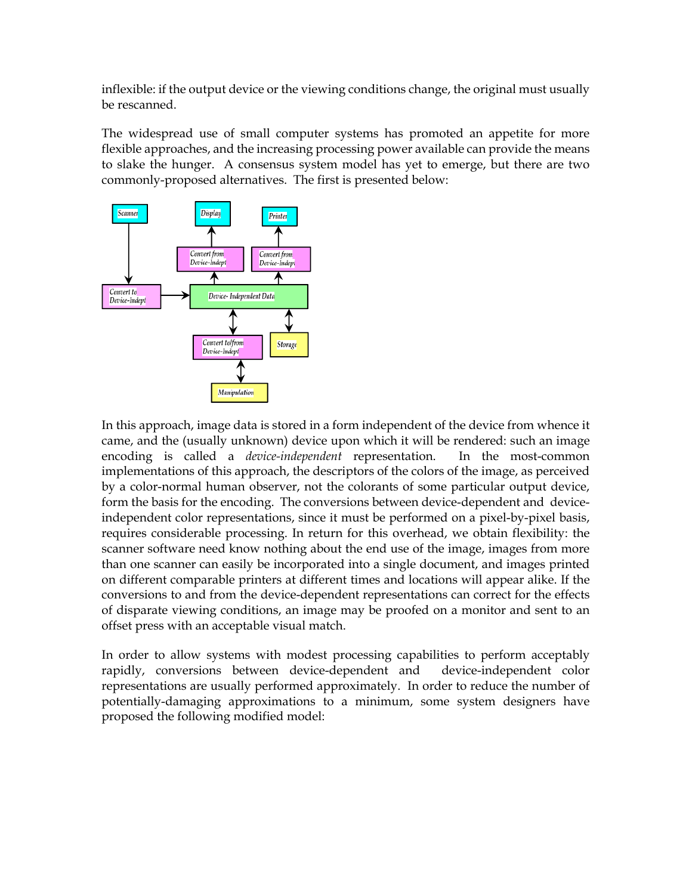inflexible: if the output device or the viewing conditions change, the original must usually be rescanned.

The widespread use of small computer systems has promoted an appetite for more flexible approaches, and the increasing processing power available can provide the means to slake the hunger. A consensus system model has yet to emerge, but there are two commonly-proposed alternatives. The first is presented below:

In this approach, image data is stored in a form independent of the device from whence it came, and the (usually unknown) device upon which it will be rendered: such an image encoding is called a *device-independent* representation. In the most-common implementations of this approach, the descriptors of the colors of the image, as perceived by a color-normal human observer, not the colorants of some particular output device, form the basis for the encoding. The conversions between device-dependent and device-independent color representations, since it must be performed on a pixel-by-pixel basis, requires considerable processing. In return for this overhead, we obtain flexibility: the scanner software need know nothing about the end use of the image, images from more than one scanner can easily be incorporated into a single document, and images printed on different comparable printers at different times and locations will appear alike. If the conversions to and from the device-dependent representations can correct for the effects of disparate viewing conditions, an image may be proofed on a monitor and sent to an offset press with an acceptable visual match.

In order to allow systems with modest processing capabilities to perform acceptably rapidly, conversions between device-dependent and device-independent color representations are usually performed approximately. In order to reduce the number of potentially-damaging approximations to a minimum, some system designers have proposed the following modified model: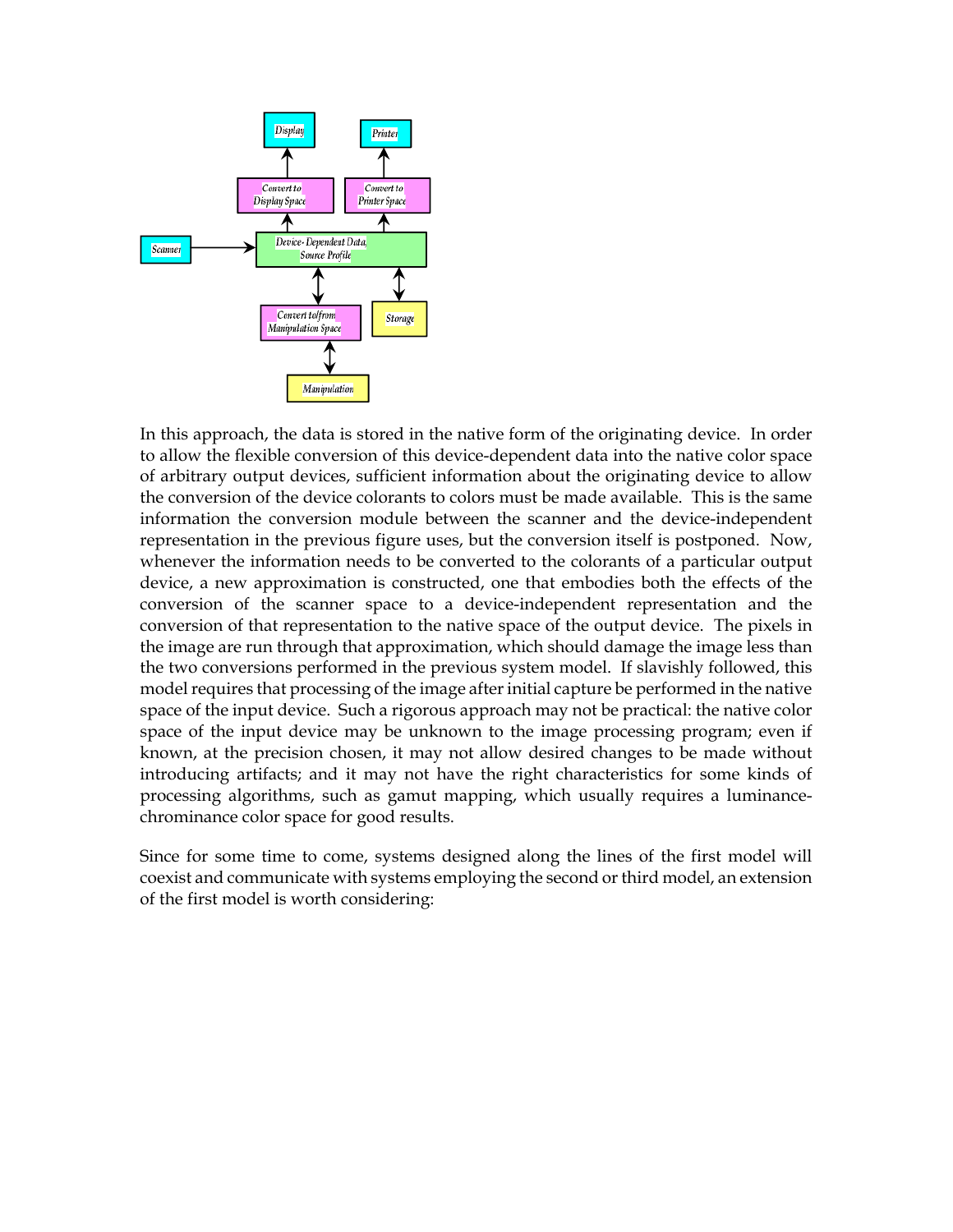In this approach, the data is stored in the native form of the originating device. In order to allow the flexible conversion of this device-dependent data into the native color space of arbitrary output devices, sufficient information about the originating device to allow the conversion of the device colorants to colors must be made available. This is the same information the conversion module between the scanner and the device-independent representation in the previous figure uses, but the conversion itself is postponed. Now, whenever the information needs to be converted to the colorants of a particular output device, a new approximation is constructed, one that embodies both the effects of the conversion of the scanner space to a device-independent representation and the conversion of that representation to the native space of the output device. The pixels in the image are run through that approximation, which should damage the image less than the two conversions performed in the previous system model. If slavishly followed, this model requires that processing of the image after initial capture be performed in the native space of the input device. Such a rigorous approach may not be practical: the native color space of the input device may be unknown to the image processing program; even if known, at the precision chosen, it may not allow desired changes to be made without introducing artifacts; and it may not have the right characteristics for some kinds of processing algorithms, such as gamut mapping, which usually requires a luminance-chrominance color space for good results.

Since for some time to come, systems designed along the lines of the first model will coexist and communicate with systems employing the second or third model, an extension of the first model is worth considering: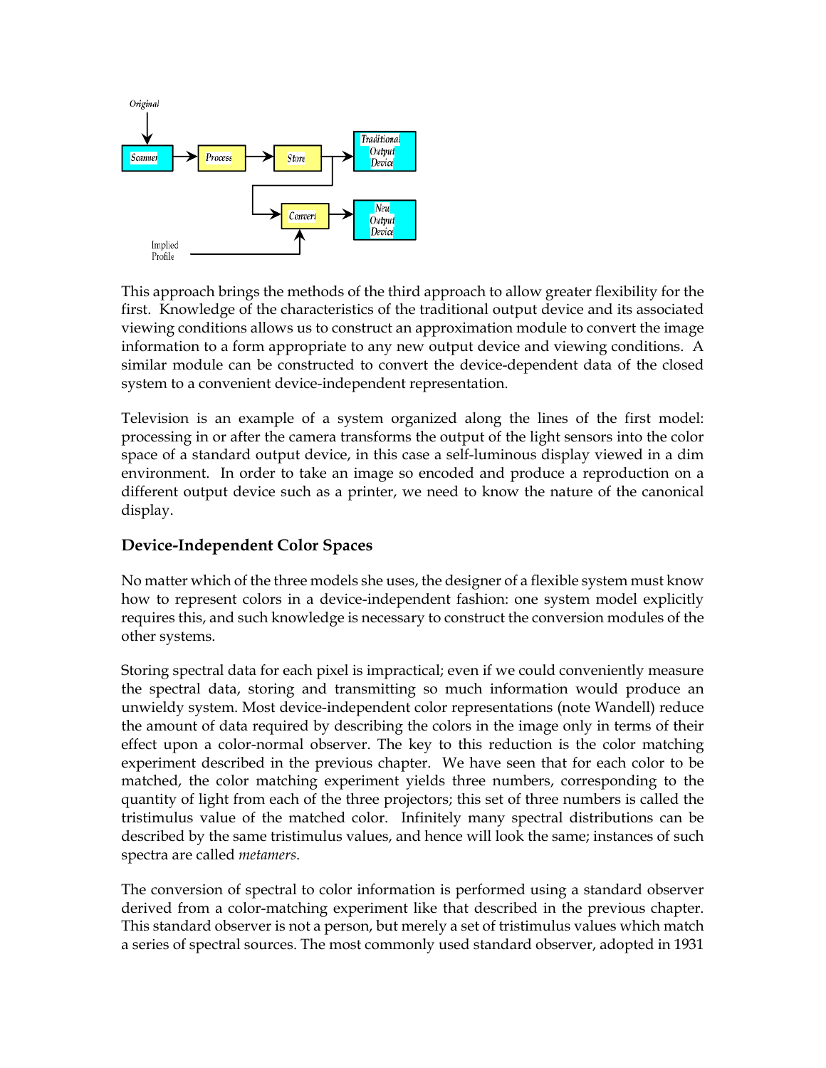This approach brings the methods of the third approach to allow greater flexibility for the first. Knowledge of the characteristics of the traditional output device and its associated viewing conditions allows us to construct an approximation module to convert the image information to a form appropriate to any new output device and viewing conditions. A similar module can be constructed to convert the device-dependent data of the closed system to a convenient device-independent representation.

Television is an example of a system organized along the lines of the first model: processing in or after the camera transforms the output of the light sensors into the color space of a standard output device, in this case a self-luminous display viewed in a dim environment. In order to take an image so encoded and produce a reproduction on a different output device such as a printer, we need to know the nature of the canonical display.

## Device-Independent Color Spaces

No matter which of the three models she uses, the designer of a flexible system must know how to represent colors in a device-independent fashion: one system model explicitly requires this, and such knowledge is necessary to construct the conversion modules of the other systems.

Storing spectral data for each pixel is impractical; even if we could conveniently measure the spectral data, storing and transmitting so much information would produce an unwieldy system. Most device-independent color representations (note Wandell) reduce the amount of data required by describing the colors in the image only in terms of their effect upon a color-normal observer. The key to this reduction is the color matching experiment described in the previous chapter. We have seen that for each color to be matched, the color matching experiment yields three numbers, corresponding to the quantity of light from each of the three projectors; this set of three numbers is called the tristimulus value of the matched color. Infinitely many spectral distributions can be described by the same tristimulus values, and hence will look the same; instances of such spectra are called *metamers*.

The conversion of spectral to color information is performed using a standard observer derived from a color-matching experiment like that described in the previous chapter. This standard observer is not a person, but merely a set of tristimulus values which match a series of spectral sources. The most commonly used standard observer, adopted in 1931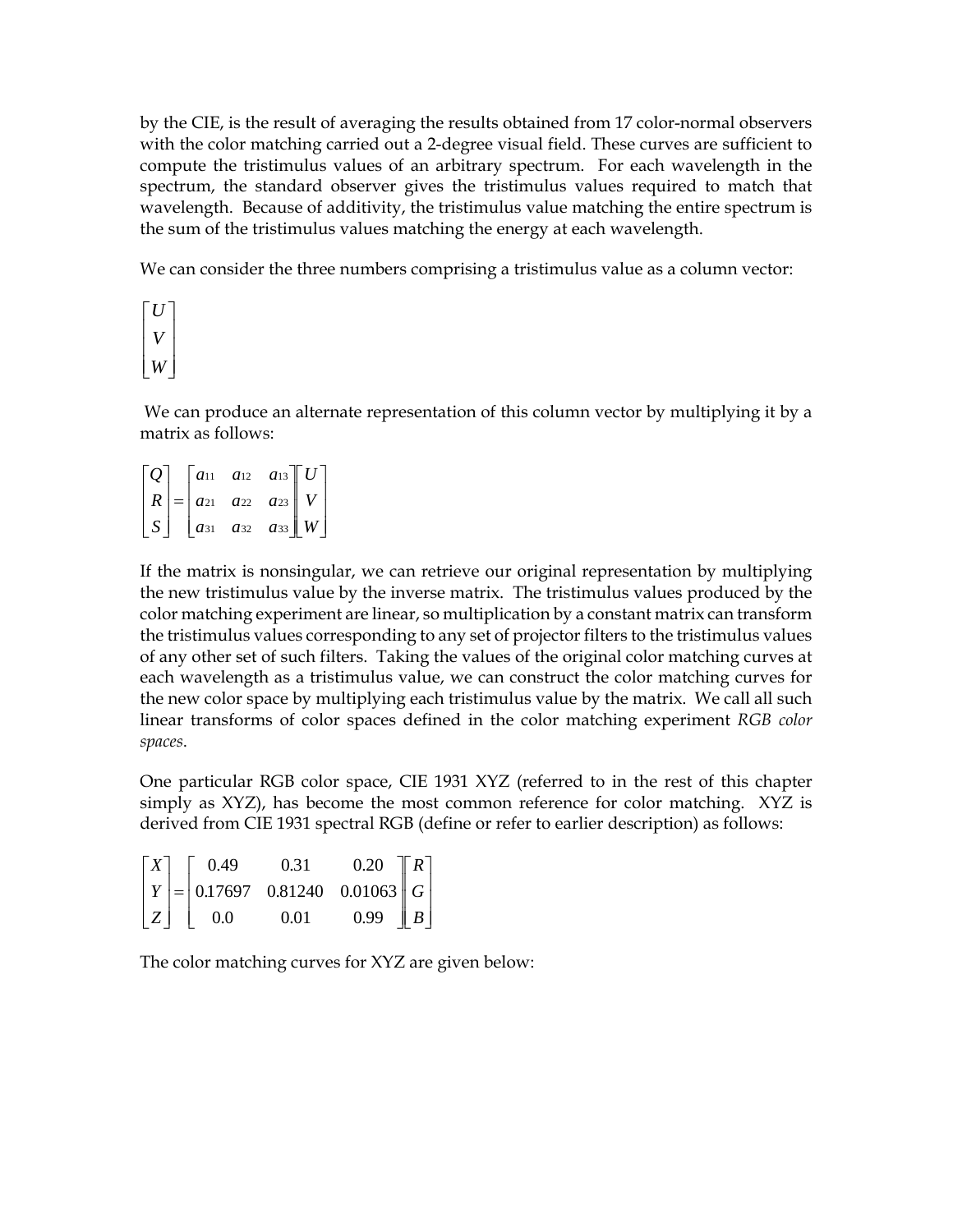by the CIE, is the result of averaging the results obtained from 17 color-normal observers with the color matching carried out a 2-degree visual field. These curves are sufficient to compute the tristimulus values of an arbitrary spectrum. For each wavelength in the spectrum, the standard observer gives the tristimulus values required to match that wavelength. Because of additivity, the tristimulus value matching the entire spectrum is the sum of the tristimulus values matching the energy at each wavelength.

We can consider the three numbers comprising a tristimulus value as a column vector:

$$\begin{bmatrix} U \\ V \\ W \end{bmatrix}$$

We can produce an alternate representation of this column vector by multiplying it by a matrix as follows:

$$\begin{bmatrix} Q \\ R \\ S \end{bmatrix} = \begin{bmatrix} a_{11} & a_{12} & a_{13} \\ a_{21} & a_{22} & a_{23} \\ a_{31} & a_{32} & a_{33} \end{bmatrix} \begin{bmatrix} U \\ V \\ W \end{bmatrix}$$

If the matrix is nonsingular, we can retrieve our original representation by multiplying the new tristimulus value by the inverse matrix. The tristimulus values produced by the color matching experiment are linear, so multiplication by a constant matrix can transform the tristimulus values corresponding to any set of projector filters to the tristimulus values of any other set of such filters. Taking the values of the original color matching curves at each wavelength as a tristimulus value, we can construct the color matching curves for the new color space by multiplying each tristimulus value by the matrix. We call all such linear transforms of color spaces defined in the color matching experiment *RGB color spaces*.

One particular RGB color space, CIE 1931 XYZ (referred to in the rest of this chapter simply as XYZ), has become the most common reference for color matching. XYZ is derived from CIE 1931 spectral RGB (define or refer to earlier description) as follows:

$$\begin{bmatrix} X \\ Y \\ Z \end{bmatrix} = \begin{bmatrix} 0.49 & 0.31 & 0.20 \\ 0.17697 & 0.81240 & 0.01063 \\ 0.0 & 0.01 & 0.99 \end{bmatrix} \begin{bmatrix} R \\ G \\ B \end{bmatrix}$$

The color matching curves for XYZ are given below: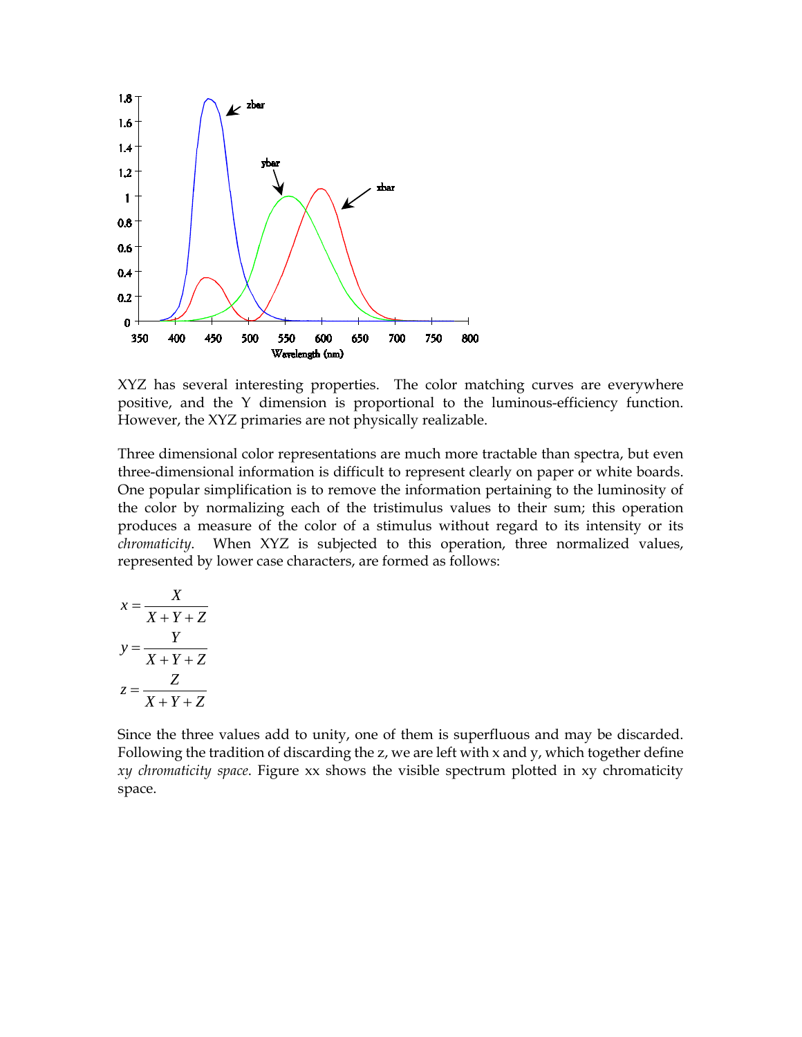XYZ has several interesting properties. The color matching curves are everywhere positive, and the Y dimension is proportional to the luminous-efficiency function. However, the XYZ primaries are not physically realizable.

Three dimensional color representations are much more tractable than spectra, but even three-dimensional information is difficult to represent clearly on paper or white boards. One popular simplification is to remove the information pertaining to the luminosity of the color by normalizing each of the tristimulus values to their sum; this operation produces a measure of the color of a stimulus without regard to its intensity or its *chromaticity*. When XYZ is subjected to this operation, three normalized values, represented by lower case characters, are formed as follows:

$$x = \frac{X}{X+Y+Z}$$

$$y = \frac{Y}{X+Y+Z}$$

$$z = \frac{Z}{X+Y+Z}$$

Since the three values add to unity, one of them is superfluous and may be discarded. Following the tradition of discarding the z, we are left with x and y, which together define *xy chromaticity space*. Figure xx shows the visible spectrum plotted in xy chromaticity space.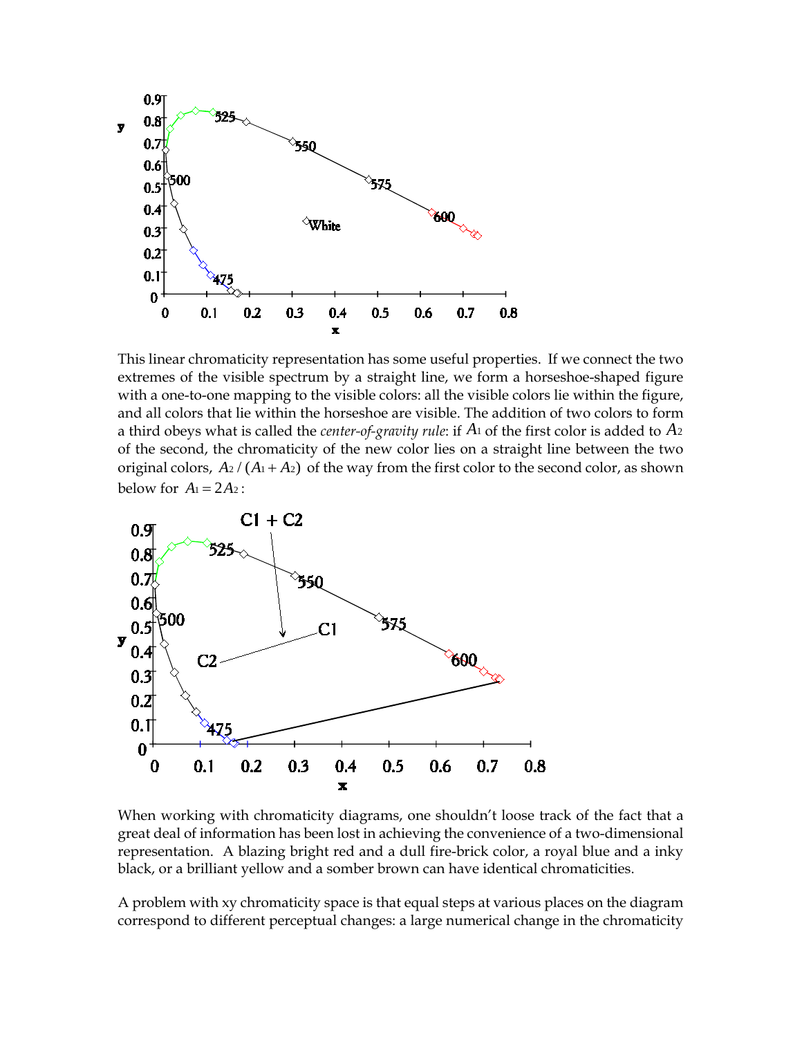This linear chromaticity representation has some useful properties. If we connect the two extremes of the visible spectrum by a straight line, we form a horseshoe-shaped figure with a one-to-one mapping to the visible colors: all the visible colors lie within the figure, and all colors that lie within the horseshoe are visible. The addition of two colors to form a third obeys what is called the *center-of-gravity rule*: if $A_1$ of the first color is added to $A_2$ of the second, the chromaticity of the new color lies on a straight line between the two original colors, $A_2 / (A_1 + A_2)$ of the way from the first color to the second color, as shown below for $A_1 = 2A_2$:

When working with chromaticity diagrams, one shouldn't loose track of the fact that a great deal of information has been lost in achieving the convenience of a two-dimensional representation. A blazing bright red and a dull fire-brick color, a royal blue and a inky black, or a brilliant yellow and a somber brown can have identical chromaticities.

A problem with xy chromaticity space is that equal steps at various places on the diagram correspond to different perceptual changes: a large numerical change in the chromaticity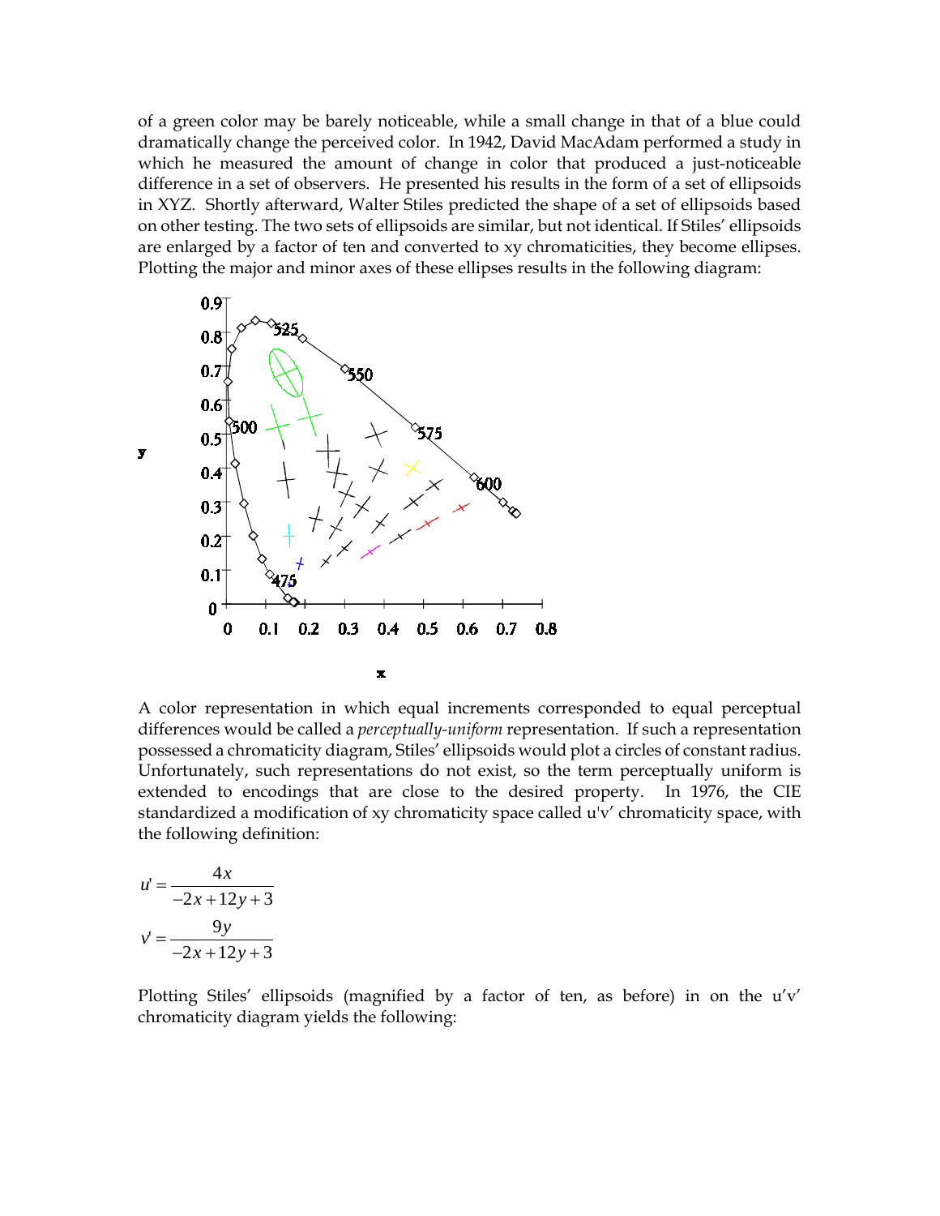of a green color may be barely noticeable, while a small change in that of a blue could dramatically change the perceived color. In 1942, David MacAdam performed a study in which he measured the amount of change in color that produced a just-noticeable difference in a set of observers. He presented his results in the form of a set of ellipsoids in XYZ. Shortly afterward, Walter Stiles predicted the shape of a set of ellipsoids based on other testing. The two sets of ellipsoids are similar, but not identical. If Stiles' ellipsoids are enlarged by a factor of ten and converted to xy chromaticities, they become ellipses. Plotting the major and minor axes of these ellipses results in the following diagram:

A color representation in which equal increments corresponded to equal perceptual differences would be called a *perceptually-uniform* representation. If such a representation possessed a chromaticity diagram, Stiles' ellipsoids would plot a circles of constant radius. Unfortunately, such representations do not exist, so the term perceptually uniform is extended to encodings that are close to the desired property. In 1976, the CIE standardized a modification of xy chromaticity space called u'v' chromaticity space, with the following definition:

$$u' = \frac{4x}{-2x + 12y + 3}$$

$$v' = \frac{9y}{-2x + 12y + 3}$$

Plotting Stiles' ellipsoids (magnified by a factor of ten, as before) in on the u'v' chromaticity diagram yields the following: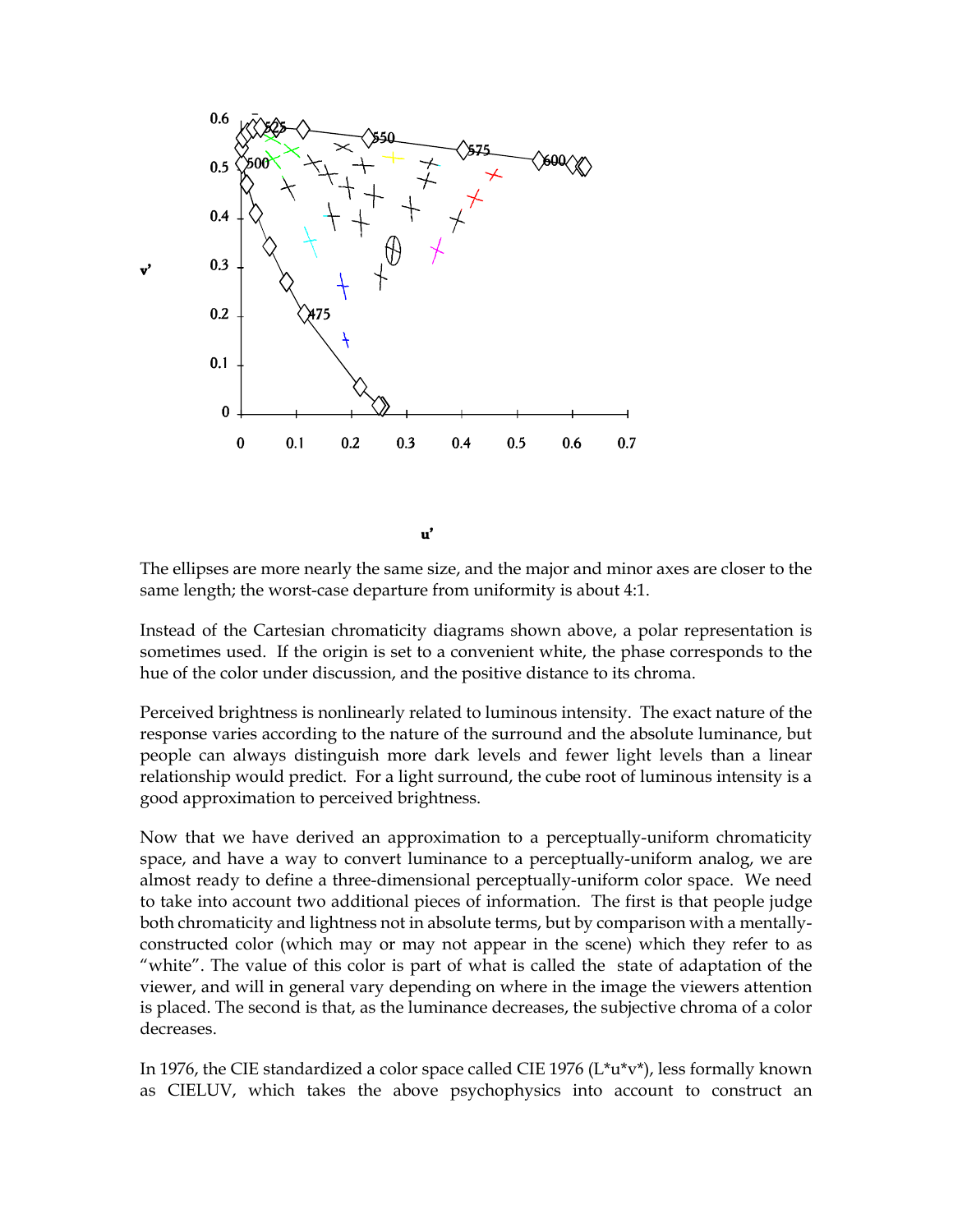The ellipses are more nearly the same size, and the major and minor axes are closer to the same length; the worst-case departure from uniformity is about 4:1.

Instead of the Cartesian chromaticity diagrams shown above, a polar representation is sometimes used. If the origin is set to a convenient white, the phase corresponds to the hue of the color under discussion, and the positive distance to its chroma.

Perceived brightness is nonlinearly related to luminous intensity. The exact nature of the response varies according to the nature of the surround and the absolute luminance, but people can always distinguish more dark levels and fewer light levels than a linear relationship would predict. For a light surround, the cube root of luminous intensity is a good approximation to perceived brightness.

Now that we have derived an approximation to a perceptually-uniform chromaticity space, and have a way to convert luminance to a perceptually-uniform analog, we are almost ready to define a three-dimensional perceptually-uniform color space. We need to take into account two additional pieces of information. The first is that people judge both chromaticity and lightness not in absolute terms, but by comparison with a mentally-constructed color (which may or may not appear in the scene) which they refer to as "white". The value of this color is part of what is called the state of adaptation of the viewer, and will in general vary depending on where in the image the viewers attention is placed. The second is that, as the luminance decreases, the subjective chroma of a color decreases.

In 1976, the CIE standardized a color space called CIE 1976 (L*u*v*), less formally known as CIELUV, which takes the above psychophysics into account to construct an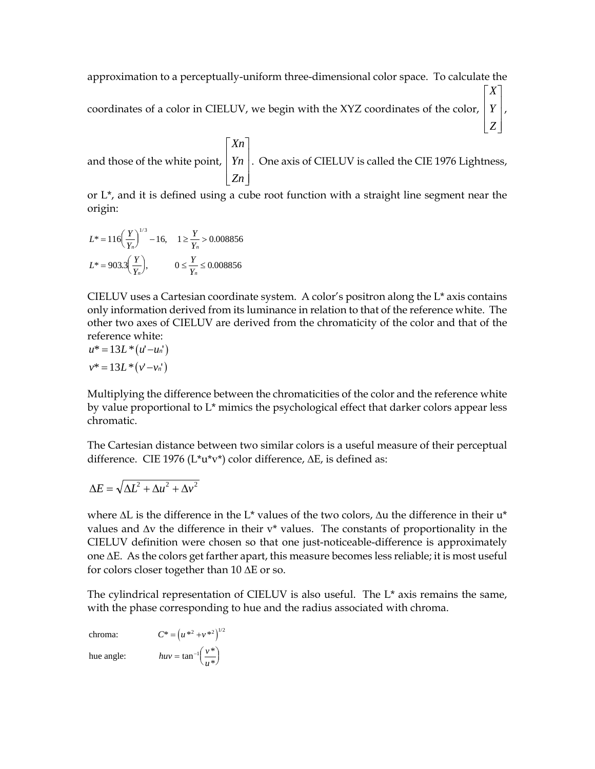approximation to a perceptually-uniform three-dimensional color space. To calculate the coordinates of a color in CIELUV, we begin with the XYZ coordinates of the color, $\begin{bmatrix} X \\ Y \\ Z \end{bmatrix}$, and those of the white point, $\begin{bmatrix} Xn \\ Yn \\ Zn \end{bmatrix}$. One axis of CIELUV is called the CIE 1976 Lightness, or L*, and it is defined using a cube root function with a straight line segment near the origin:

$$L^* = 116\left(\frac{Y}{Y_n}\right)^{1/3} - 16, \quad 1 \geq \frac{Y}{Y_n} > 0.008856$$

$$L^* = 903.3\left(\frac{Y}{Y_n}\right), \qquad 0 \leq \frac{Y}{Y_n} \leq 0.008856$$

CIELUV uses a Cartesian coordinate system. A color's positron along the L* axis contains only information derived from its luminance in relation to that of the reference white. The other two axes of CIELUV are derived from the chromaticity of the color and that of the reference white:

$$u^* = 13L^*(u' - u_n')$$

$$v^* = 13L^*(v' - v_n')$$

Multiplying the difference between the chromaticities of the color and the reference white by value proportional to L* mimics the psychological effect that darker colors appear less chromatic.

The Cartesian distance between two similar colors is a useful measure of their perceptual difference. CIE 1976 (L*u*v*) color difference, ΔE, is defined as:

$$\Delta E = \sqrt{\Delta L^2 + \Delta u^2 + \Delta v^2}$$

where ΔL is the difference in the L* values of the two colors, Δu the difference in their u* values and Δv the difference in their v* values. The constants of proportionality in the CIELUV definition were chosen so that one just-noticeable-difference is approximately one ΔE. As the colors get farther apart, this measure becomes less reliable; it is most useful for colors closer together than 10 ΔE or so.

The cylindrical representation of CIELUV is also useful. The L* axis remains the same, with the phase corresponding to hue and the radius associated with chroma.

chroma: $C^* = \left(u^{*2} + v^{*2}\right)^{1/2}$

hue angle: $huv = \tan^{-1}\left(\frac{v^*}{u^*}\right)$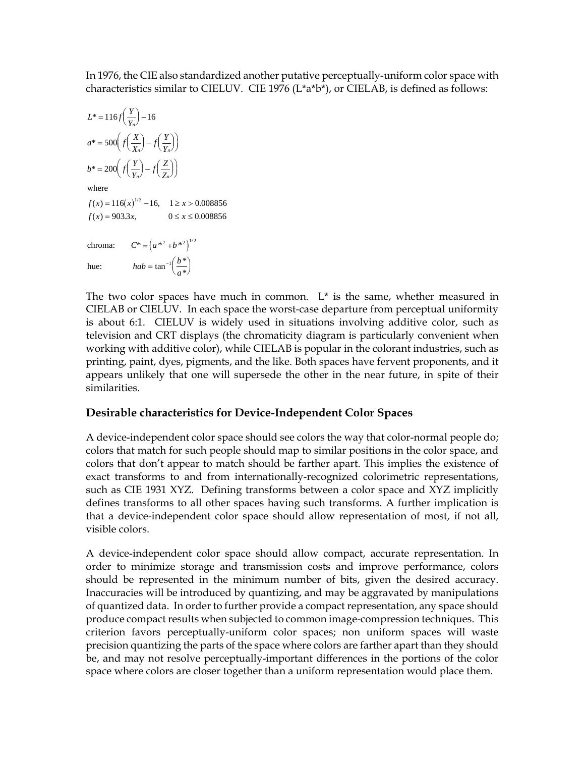In 1976, the CIE also standardized another putative perceptually-uniform color space with characteristics similar to CIELUV. CIE 1976 (L*a*b*), or CIELAB, is defined as follows:

$$L^* = 116 f\left(\frac{Y}{Y_n}\right) - 16$$

$$a^* = 500\left( f\left(\frac{X}{X_n}\right) - f\left(\frac{Y}{Y_n}\right)\right)$$

$$b^* = 200\left( f\left(\frac{Y}{Y_n}\right) - f\left(\frac{Z}{Z_n}\right)\right)$$

where

$$f(x) = 116(x)^{1/3} - 16, \quad 1 \geq x > 0.008856$$

$$f(x) = 903.3x, \quad 0 \leq x \leq 0.008856$$

chroma: $C^* = \left(a^{*2} + b^{*2}\right)^{1/2}$

hue: $hab = \tan^{-1}\left(\frac{b^*}{a^*}\right)$

The two color spaces have much in common. L* is the same, whether measured in CIELAB or CIELUV. In each space the worst-case departure from perceptual uniformity is about 6:1. CIELUV is widely used in situations involving additive color, such as television and CRT displays (the chromaticity diagram is particularly convenient when working with additive color), while CIELAB is popular in the colorant industries, such as printing, paint, dyes, pigments, and the like. Both spaces have fervent proponents, and it appears unlikely that one will supersede the other in the near future, in spite of their similarities.

### Desirable characteristics for Device-Independent Color Spaces

A device-independent color space should see colors the way that color-normal people do; colors that match for such people should map to similar positions in the color space, and colors that don't appear to match should be farther apart. This implies the existence of exact transforms to and from internationally-recognized colorimetric representations, such as CIE 1931 XYZ. Defining transforms between a color space and XYZ implicitly defines transforms to all other spaces having such transforms. A further implication is that a device-independent color space should allow representation of most, if not all, visible colors.

A device-independent color space should allow compact, accurate representation. In order to minimize storage and transmission costs and improve performance, colors should be represented in the minimum number of bits, given the desired accuracy. Inaccuracies will be introduced by quantizing, and may be aggravated by manipulations of quantized data. In order to further provide a compact representation, any space should produce compact results when subjected to common image-compression techniques. This criterion favors perceptually-uniform color spaces; non uniform spaces will waste precision quantizing the parts of the space where colors are farther apart than they should be, and may not resolve perceptually-important differences in the portions of the color space where colors are closer together than a uniform representation would place them.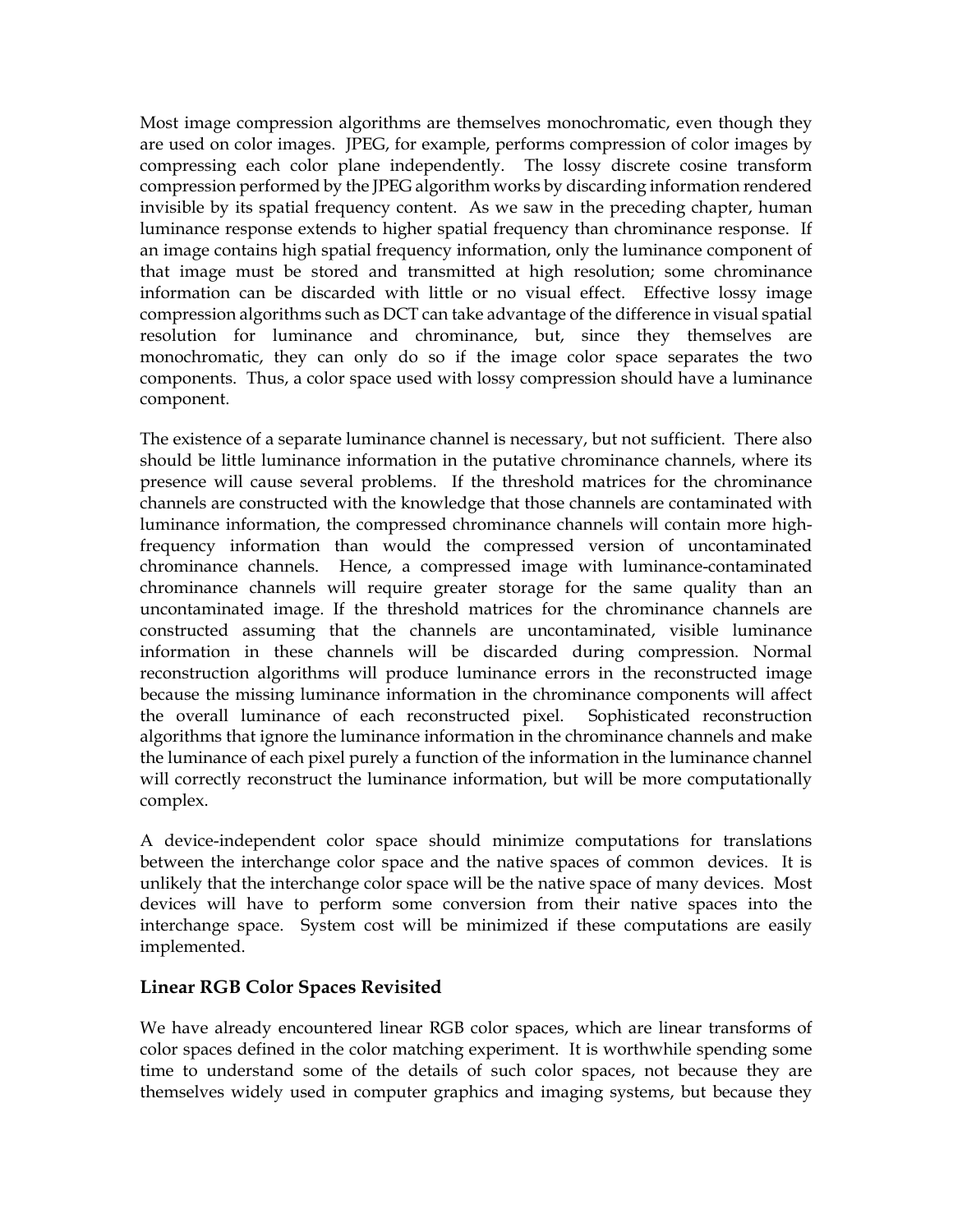Most image compression algorithms are themselves monochromatic, even though they are used on color images. JPEG, for example, performs compression of color images by compressing each color plane independently. The lossy discrete cosine transform compression performed by the JPEG algorithm works by discarding information rendered invisible by its spatial frequency content. As we saw in the preceding chapter, human luminance response extends to higher spatial frequency than chrominance response. If an image contains high spatial frequency information, only the luminance component of that image must be stored and transmitted at high resolution; some chrominance information can be discarded with little or no visual effect. Effective lossy image compression algorithms such as DCT can take advantage of the difference in visual spatial resolution for luminance and chrominance, but, since they themselves are monochromatic, they can only do so if the image color space separates the two components. Thus, a color space used with lossy compression should have a luminance component.

The existence of a separate luminance channel is necessary, but not sufficient. There also should be little luminance information in the putative chrominance channels, where its presence will cause several problems. If the threshold matrices for the chrominance channels are constructed with the knowledge that those channels are contaminated with luminance information, the compressed chrominance channels will contain more high-frequency information than would the compressed version of uncontaminated chrominance channels. Hence, a compressed image with luminance-contaminated chrominance channels will require greater storage for the same quality than an uncontaminated image. If the threshold matrices for the chrominance channels are constructed assuming that the channels are uncontaminated, visible luminance information in these channels will be discarded during compression. Normal reconstruction algorithms will produce luminance errors in the reconstructed image because the missing luminance information in the chrominance components will affect the overall luminance of each reconstructed pixel. Sophisticated reconstruction algorithms that ignore the luminance information in the chrominance channels and make the luminance of each pixel purely a function of the information in the luminance channel will correctly reconstruct the luminance information, but will be more computationally complex.

A device-independent color space should minimize computations for translations between the interchange color space and the native spaces of common devices. It is unlikely that the interchange color space will be the native space of many devices. Most devices will have to perform some conversion from their native spaces into the interchange space. System cost will be minimized if these computations are easily implemented.

### Linear RGB Color Spaces Revisited

We have already encountered linear RGB color spaces, which are linear transforms of color spaces defined in the color matching experiment. It is worthwhile spending some time to understand some of the details of such color spaces, not because they are themselves widely used in computer graphics and imaging systems, but because they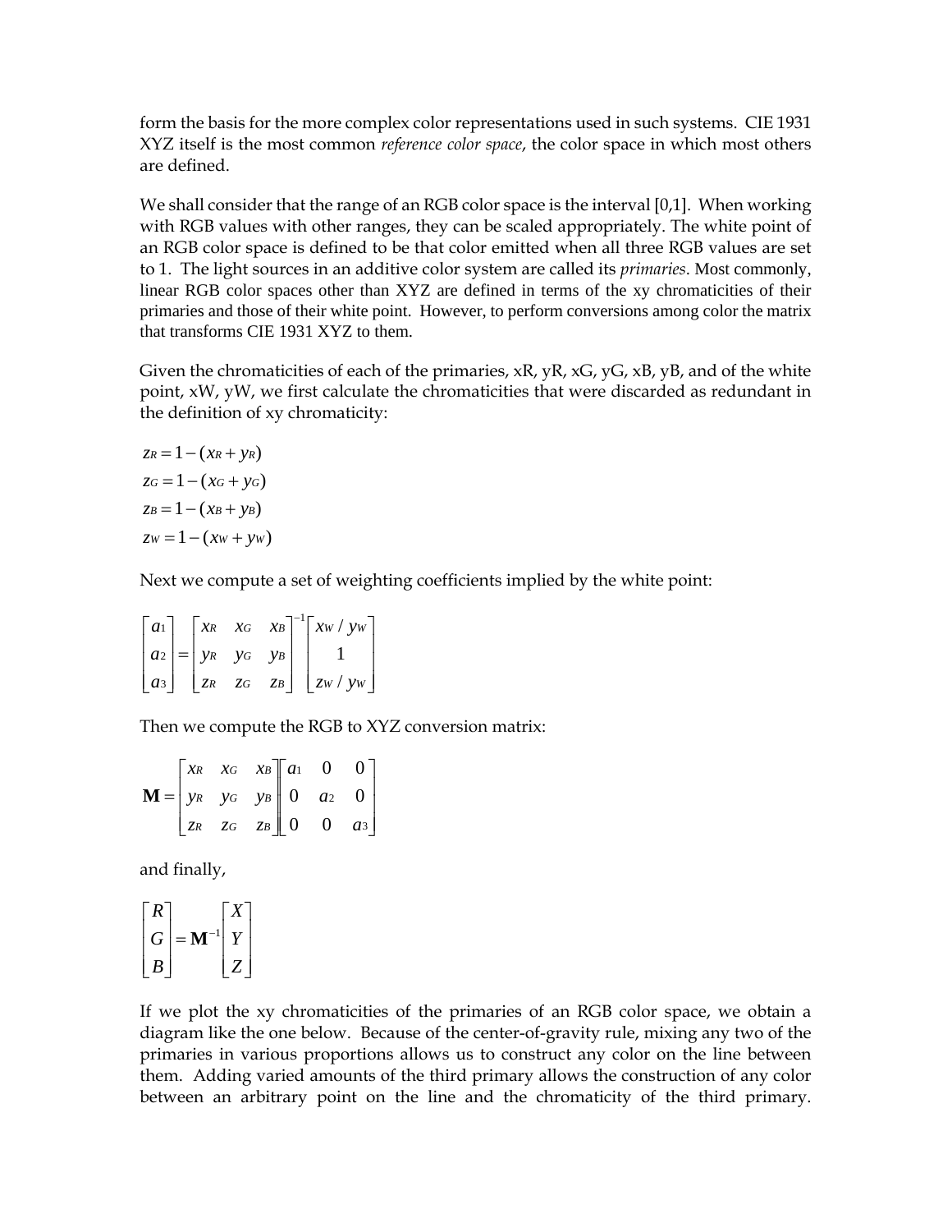form the basis for the more complex color representations used in such systems. CIE 1931 XYZ itself is the most common *reference color space*, the color space in which most others are defined.

We shall consider that the range of an RGB color space is the interval [0,1]. When working with RGB values with other ranges, they can be scaled appropriately. The white point of an RGB color space is defined to be that color emitted when all three RGB values are set to 1. The light sources in an additive color system are called its *primaries*. Most commonly, linear RGB color spaces other than XYZ are defined in terms of the xy chromaticities of their primaries and those of their white point. However, to perform conversions among color the matrix that transforms CIE 1931 XYZ to them.

Given the chromaticities of each of the primaries, xR, yR, xG, yG, xB, yB, and of the white point, xW, yW, we first calculate the chromaticities that were discarded as redundant in the definition of xy chromaticity:

$$
\begin{aligned}
z_R &= 1-(x_R+y_R) \\
z_G &= 1-(x_G+y_G) \\
z_B &= 1-(x_B+y_B) \\
z_W &= 1-(x_W+y_W)
\end{aligned}
$$

Next we compute a set of weighting coefficients implied by the white point:

$$
\begin{bmatrix} a_1 \\ a_2 \\ a_3 \end{bmatrix} = \begin{bmatrix} x_R & x_G & x_B \\ y_R & y_G & y_B \\ z_R & z_G & z_B \end{bmatrix}^{-1} \begin{bmatrix} x_W / y_W \\ 1 \\ z_W / y_W \end{bmatrix}
$$

Then we compute the RGB to XYZ conversion matrix:

$$
\mathbf{M} = \begin{bmatrix} x_R & x_G & x_B \\ y_R & y_G & y_B \\ z_R & z_G & z_B \end{bmatrix} \begin{bmatrix} a_1 & 0 & 0 \\ 0 & a_2 & 0 \\ 0 & 0 & a_3 \end{bmatrix}
$$

and finally,

$$
\begin{bmatrix} R \\ G \\ B \end{bmatrix} = \mathbf{M}^{-1} \begin{bmatrix} X \\ Y \\ Z \end{bmatrix}
$$

If we plot the xy chromaticities of the primaries of an RGB color space, we obtain a diagram like the one below. Because of the center-of-gravity rule, mixing any two of the primaries in various proportions allows us to construct any color on the line between them. Adding varied amounts of the third primary allows the construction of any color between an arbitrary point on the line and the chromaticity of the third primary.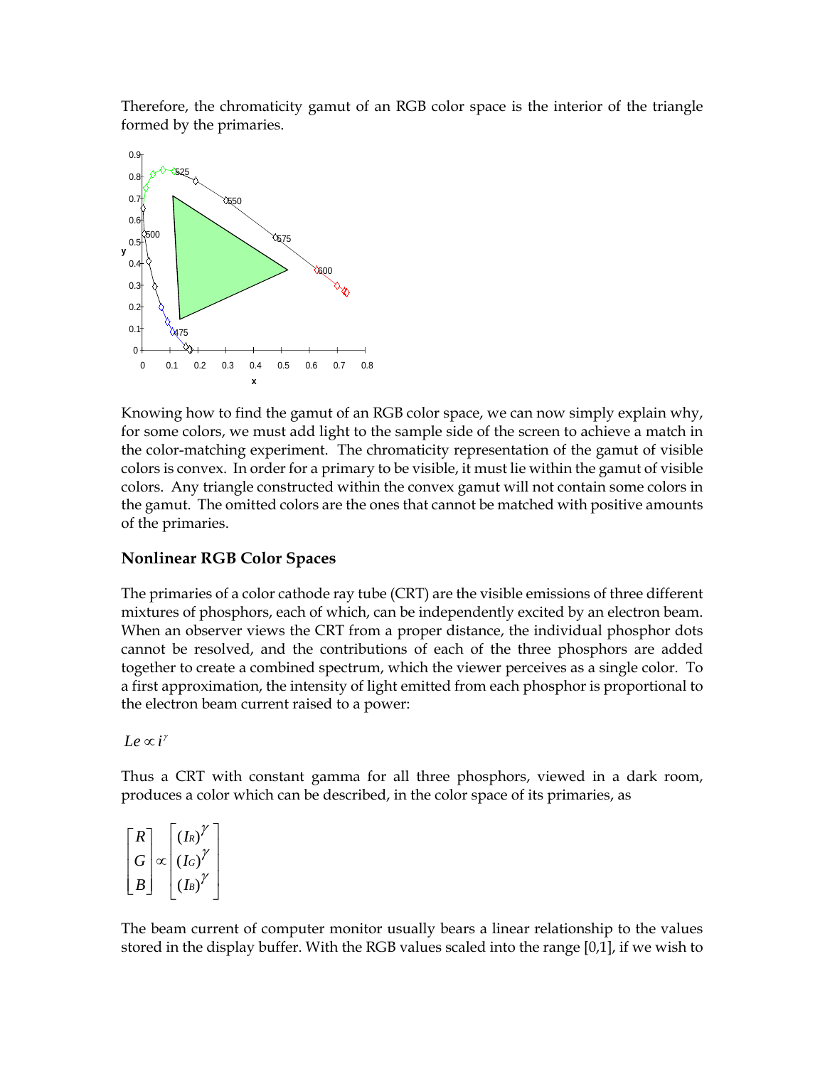Therefore, the chromaticity gamut of an RGB color space is the interior of the triangle formed by the primaries.

Knowing how to find the gamut of an RGB color space, we can now simply explain why, for some colors, we must add light to the sample side of the screen to achieve a match in the color-matching experiment. The chromaticity representation of the gamut of visible colors is convex. In order for a primary to be visible, it must lie within the gamut of visible colors. Any triangle constructed within the convex gamut will not contain some colors in the gamut. The omitted colors are the ones that cannot be matched with positive amounts of the primaries.

### Nonlinear RGB Color Spaces

The primaries of a color cathode ray tube (CRT) are the visible emissions of three different mixtures of phosphors, each of which, can be independently excited by an electron beam. When an observer views the CRT from a proper distance, the individual phosphor dots cannot be resolved, and the contributions of each of the three phosphors are added together to create a combined spectrum, which the viewer perceives as a single color. To a first approximation, the intensity of light emitted from each phosphor is proportional to the electron beam current raised to a power:

$$Le \propto i^{\gamma}$$

Thus a CRT with constant gamma for all three phosphors, viewed in a dark room, produces a color which can be described, in the color space of its primaries, as

$$\begin{bmatrix} R \\ G \\ B \end{bmatrix} \propto \begin{bmatrix} (I_R)^{\gamma} \\ (I_G)^{\gamma} \\ (I_B)^{\gamma} \end{bmatrix}$$

The beam current of computer monitor usually bears a linear relationship to the values stored in the display buffer. With the RGB values scaled into the range [0,1], if we wish to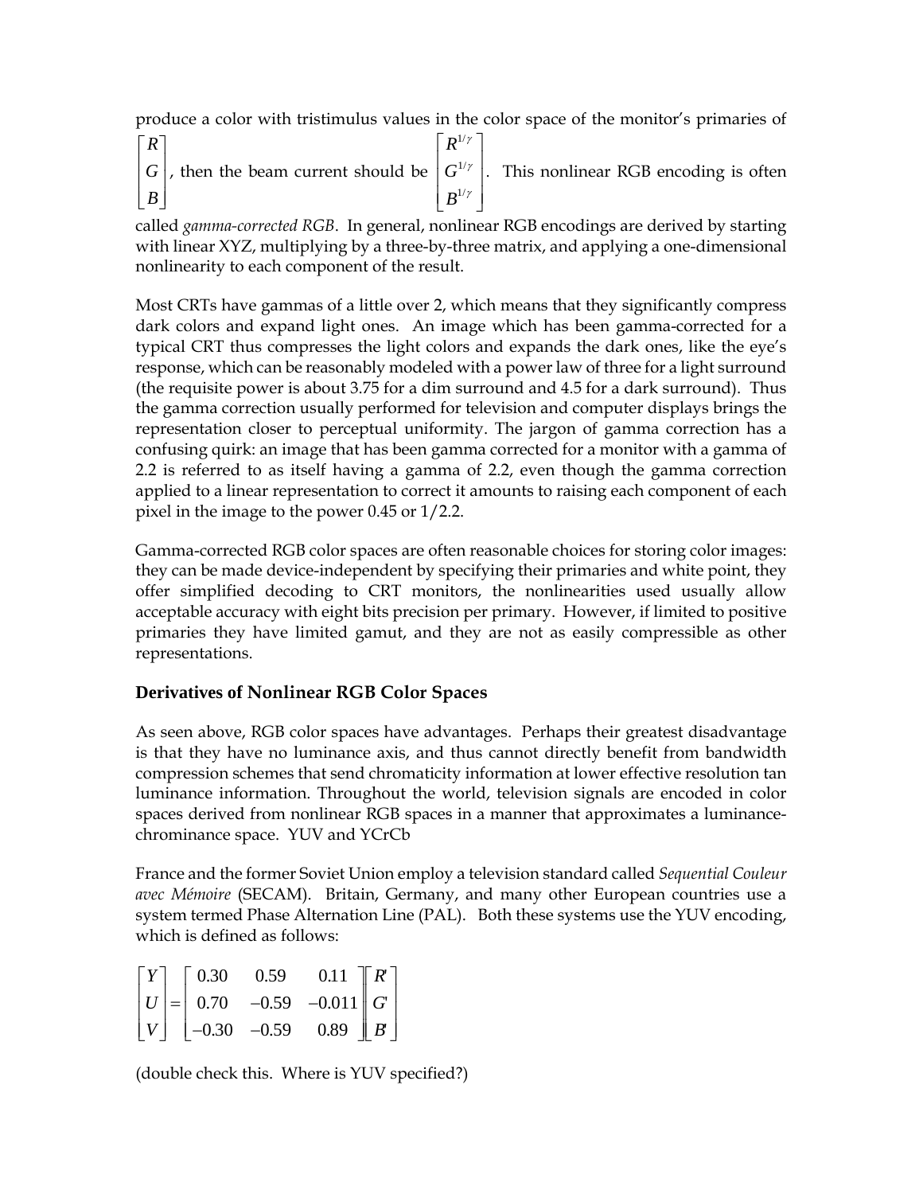produce a color with tristimulus values in the color space of the monitor's primaries of $\begin{bmatrix} R \\ G \\ B \end{bmatrix}$, then the beam current should be $\begin{bmatrix} R^{1/\gamma} \\ G^{1/\gamma} \\ B^{1/\gamma} \end{bmatrix}$. This nonlinear RGB encoding is often called *gamma-corrected RGB*. In general, nonlinear RGB encodings are derived by starting with linear XYZ, multiplying by a three-by-three matrix, and applying a one-dimensional nonlinearity to each component of the result.

Most CRTs have gammas of a little over 2, which means that they significantly compress dark colors and expand light ones. An image which has been gamma-corrected for a typical CRT thus compresses the light colors and expands the dark ones, like the eye's response, which can be reasonably modeled with a power law of three for a light surround (the requisite power is about 3.75 for a dim surround and 4.5 for a dark surround). Thus the gamma correction usually performed for television and computer displays brings the representation closer to perceptual uniformity. The jargon of gamma correction has a confusing quirk: an image that has been gamma corrected for a monitor with a gamma of 2.2 is referred to as itself having a gamma of 2.2, even though the gamma correction applied to a linear representation to correct it amounts to raising each component of each pixel in the image to the power 0.45 or 1/2.2.

Gamma-corrected RGB color spaces are often reasonable choices for storing color images: they can be made device-independent by specifying their primaries and white point, they offer simplified decoding to CRT monitors, the nonlinearities used usually allow acceptable accuracy with eight bits precision per primary. However, if limited to positive primaries they have limited gamut, and they are not as easily compressible as other representations.

### Derivatives of Nonlinear RGB Color Spaces

As seen above, RGB color spaces have advantages. Perhaps their greatest disadvantage is that they have no luminance axis, and thus cannot directly benefit from bandwidth compression schemes that send chromaticity information at lower effective resolution tan luminance information. Throughout the world, television signals are encoded in color spaces derived from nonlinear RGB spaces in a manner that approximates a luminance-chrominance space. YUV and YCrCb

France and the former Soviet Union employ a television standard called *Sequential Couleur avec Mémoire* (SECAM). Britain, Germany, and many other European countries use a system termed Phase Alternation Line (PAL). Both these systems use the YUV encoding, which is defined as follows:

$$\begin{bmatrix} Y \\ U \\ V \end{bmatrix} = \begin{bmatrix} 0.30 & 0.59 & 0.11 \\ 0.70 & -0.59 & -0.011 \\ -0.30 & -0.59 & 0.89 \end{bmatrix} \begin{bmatrix} R' \\ G' \\ B' \end{bmatrix}$$

(double check this. Where is YUV specified?)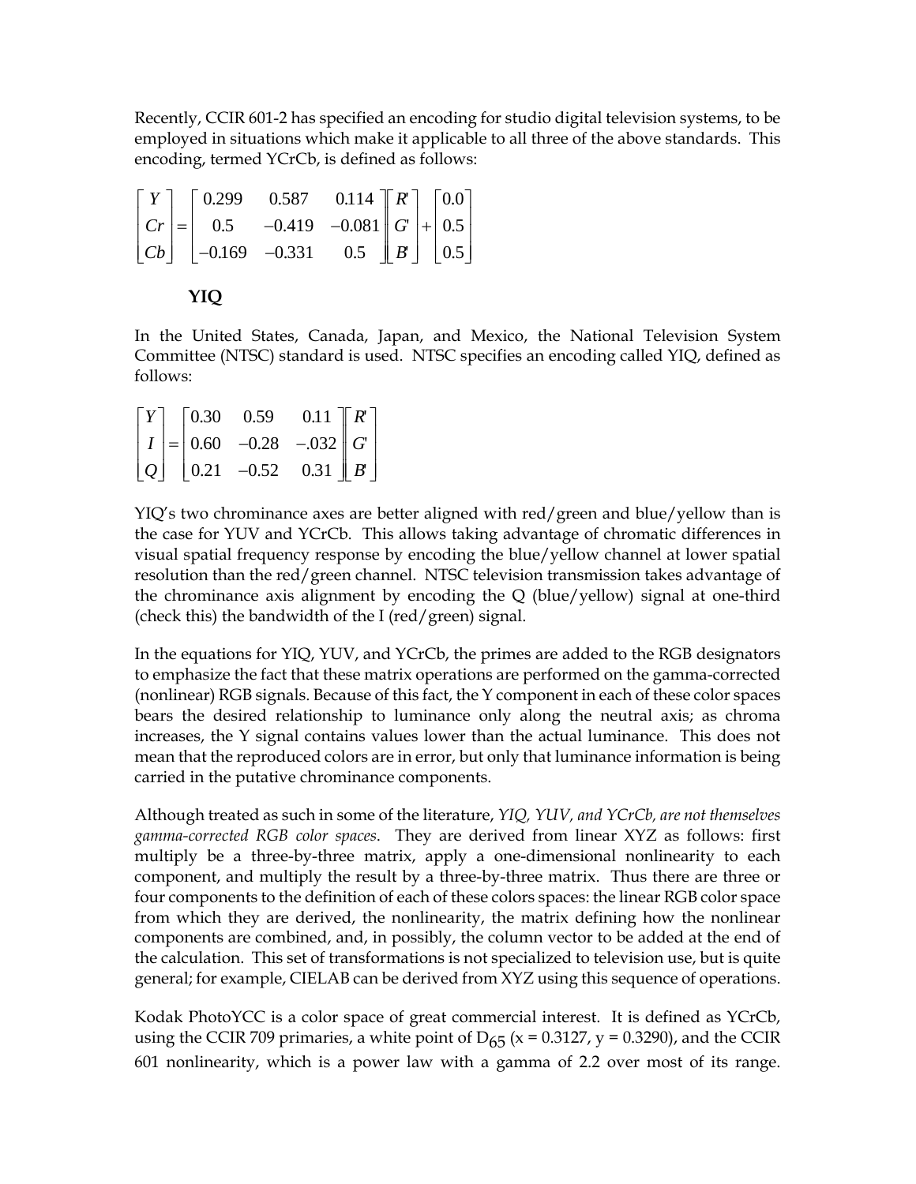Recently, CCIR 601-2 has specified an encoding for studio digital television systems, to be employed in situations which make it applicable to all three of the above standards. This encoding, termed YCrCb, is defined as follows:

$$\begin{bmatrix} Y \\ Cr \\ Cb \end{bmatrix} = \begin{bmatrix} 0.299 & 0.587 & 0.114 \\ 0.5 & -0.419 & -0.081 \\ -0.169 & -0.331 & 0.5 \end{bmatrix} \begin{bmatrix} R' \\ G' \\ B' \end{bmatrix} + \begin{bmatrix} 0.0 \\ 0.5 \\ 0.5 \end{bmatrix}$$

### YIQ

In the United States, Canada, Japan, and Mexico, the National Television System Committee (NTSC) standard is used. NTSC specifies an encoding called YIQ, defined as follows:

$$\begin{bmatrix} Y \\ I \\ Q \end{bmatrix} = \begin{bmatrix} 0.30 & 0.59 & 0.11 \\ 0.60 & -0.28 & -.032 \\ 0.21 & -0.52 & 0.31 \end{bmatrix} \begin{bmatrix} R' \\ G' \\ B' \end{bmatrix}$$

YIQ's two chrominance axes are better aligned with red/green and blue/yellow than is the case for YUV and YCrCb. This allows taking advantage of chromatic differences in visual spatial frequency response by encoding the blue/yellow channel at lower spatial resolution than the red/green channel. NTSC television transmission takes advantage of the chrominance axis alignment by encoding the Q (blue/yellow) signal at one-third (check this) the bandwidth of the I (red/green) signal.

In the equations for YIQ, YUV, and YCrCb, the primes are added to the RGB designators to emphasize the fact that these matrix operations are performed on the gamma-corrected (nonlinear) RGB signals. Because of this fact, the Y component in each of these color spaces bears the desired relationship to luminance only along the neutral axis; as chroma increases, the Y signal contains values lower than the actual luminance. This does not mean that the reproduced colors are in error, but only that luminance information is being carried in the putative chrominance components.

Although treated as such in some of the literature, *YIQ, YUV, and YCrCb, are not themselves gamma-corrected RGB color spaces*. They are derived from linear XYZ as follows: first multiply be a three-by-three matrix, apply a one-dimensional nonlinearity to each component, and multiply the result by a three-by-three matrix. Thus there are three or four components to the definition of each of these colors spaces: the linear RGB color space from which they are derived, the nonlinearity, the matrix defining how the nonlinear components are combined, and, in possibly, the column vector to be added at the end of the calculation. This set of transformations is not specialized to television use, but is quite general; for example, CIELAB can be derived from XYZ using this sequence of operations.

Kodak PhotoYCC is a color space of great commercial interest. It is defined as YCrCb, using the CCIR 709 primaries, a white point of $D_{65}$ ($x = 0.3127$, $y = 0.3290$), and the CCIR 601 nonlinearity, which is a power law with a gamma of 2.2 over most of its range.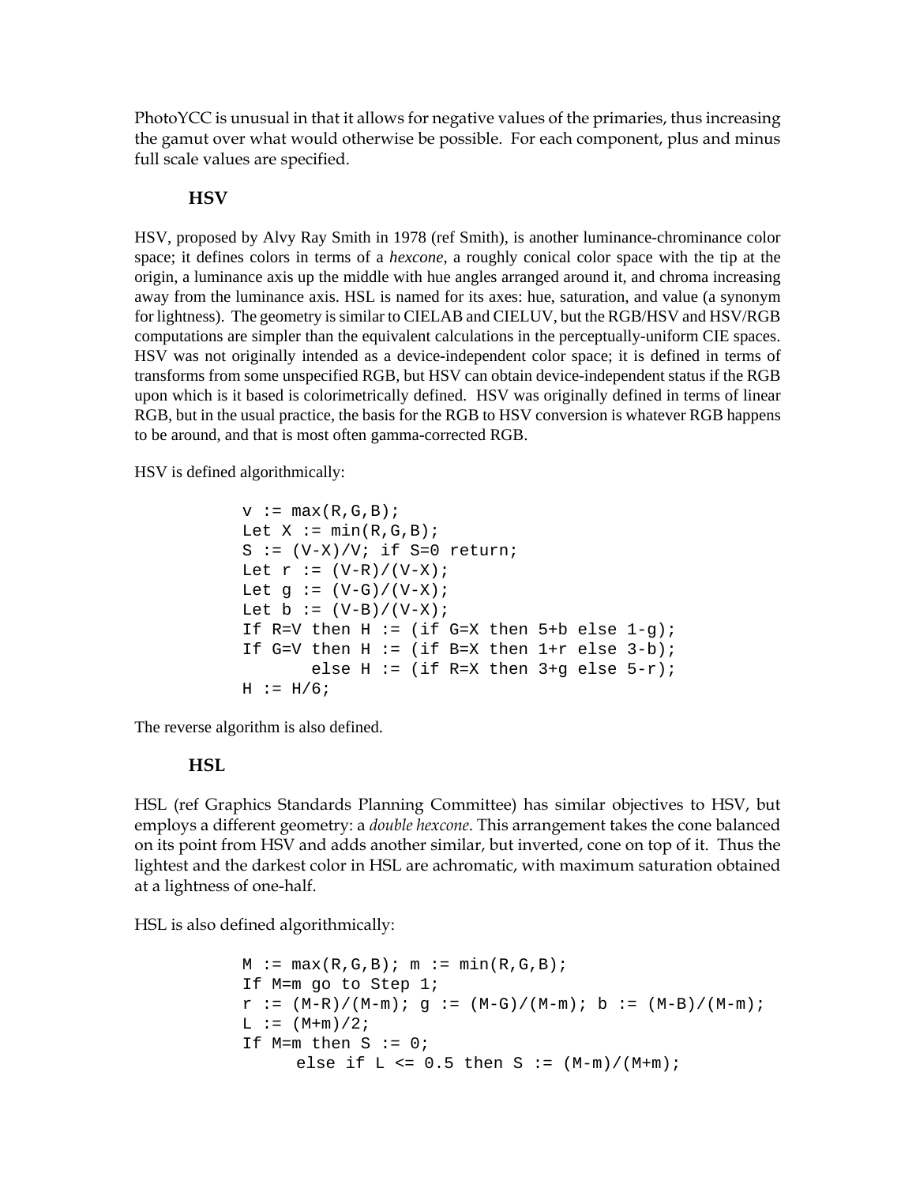PhotoYCC is unusual in that it allows for negative values of the primaries, thus increasing the gamut over what would otherwise be possible. For each component, plus and minus full scale values are specified.

### HSV

HSV, proposed by Alvy Ray Smith in 1978 (ref Smith), is another luminance-chrominance color space; it defines colors in terms of a *hexcone*, a roughly conical color space with the tip at the origin, a luminance axis up the middle with hue angles arranged around it, and chroma increasing away from the luminance axis. HSL is named for its axes: hue, saturation, and value (a synonym for lightness). The geometry is similar to CIELAB and CIELUV, but the RGB/HSV and HSV/RGB computations are simpler than the equivalent calculations in the perceptually-uniform CIE spaces. HSV was not originally intended as a device-independent color space; it is defined in terms of transforms from some unspecified RGB, but HSV can obtain device-independent status if the RGB upon which is it based is colorimetrically defined. HSV was originally defined in terms of linear RGB, but in the usual practice, the basis for the RGB to HSV conversion is whatever RGB happens to be around, and that is most often gamma-corrected RGB.

HSV is defined algorithmically:

```
v := max(R,G,B);
Let X := min(R,G,B);
S := (V-X)/V; if S=0 return;
Let r := (V-R)/(V-X);
Let g := (V-G)/(V-X);
Let b := (V-B)/(V-X);
If R=V then H := (if G=X then 5+b else 1-g);
If G=V then H := (if B=X then 1+r else 3-b);
       else H := (if R=X then 3+g else 5-r);
H := H/6;
```

The reverse algorithm is also defined.

### HSL

HSL (ref Graphics Standards Planning Committee) has similar objectives to HSV, but employs a different geometry: a *double hexcone*. This arrangement takes the cone balanced on its point from HSV and adds another similar, but inverted, cone on top of it. Thus the lightest and the darkest color in HSL are achromatic, with maximum saturation obtained at a lightness of one-half.

HSL is also defined algorithmically:

```
M := max(R,G,B); m := min(R,G,B);
If M=m go to Step 1;
r := (M-R)/(M-m); g := (M-G)/(M-m); b := (M-B)/(M-m);
L := (M+m)/2;
If M=m then S := 0;
     else if L <= 0.5 then S := (M-m)/(M+m);
```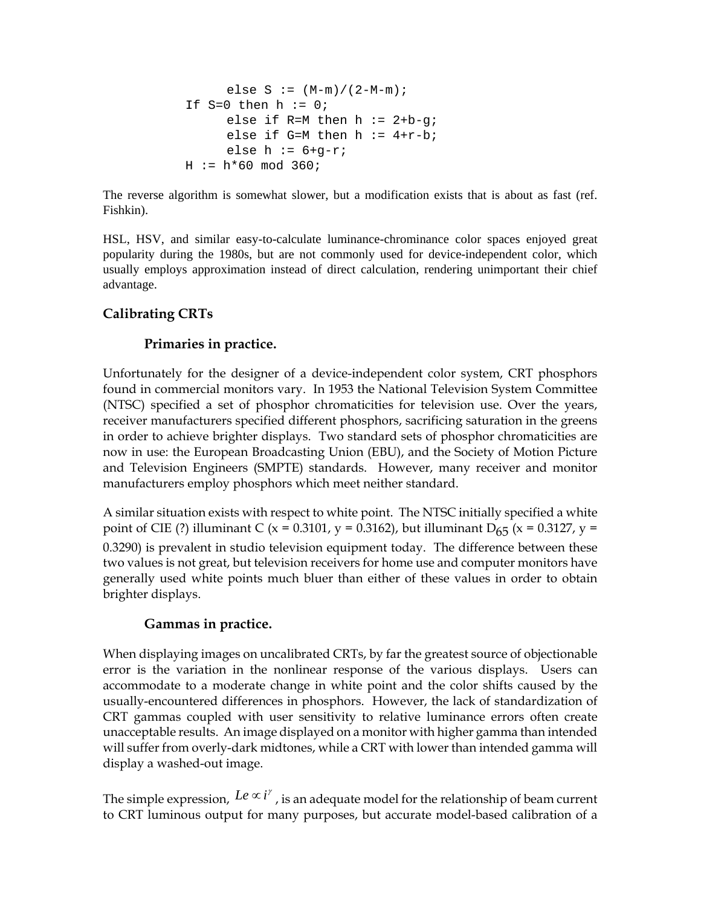```
        else S := (M-m)/(2-M-m);
    If S=0 then h := 0;
        else if R=M then h := 2+b-g;
        else if G=M then h := 4+r-b;
        else h := 6+g-r;
    H := h*60 mod 360;
```

The reverse algorithm is somewhat slower, but a modification exists that is about as fast (ref. Fishkin).

HSL, HSV, and similar easy-to-calculate luminance-chrominance color spaces enjoyed great popularity during the 1980s, but are not commonly used for device-independent color, which usually employs approximation instead of direct calculation, rendering unimportant their chief advantage.

## Calibrating CRTs

### Primaries in practice.

Unfortunately for the designer of a device-independent color system, CRT phosphors found in commercial monitors vary. In 1953 the National Television System Committee (NTSC) specified a set of phosphor chromaticities for television use. Over the years, receiver manufacturers specified different phosphors, sacrificing saturation in the greens in order to achieve brighter displays. Two standard sets of phosphor chromaticities are now in use: the European Broadcasting Union (EBU), and the Society of Motion Picture and Television Engineers (SMPTE) standards. However, many receiver and monitor manufacturers employ phosphors which meet neither standard.

A similar situation exists with respect to white point. The NTSC initially specified a white point of CIE (?) illuminant C ($x = 0.3101$, $y = 0.3162$), but illuminant $D_{65}$ ($x = 0.3127$, $y = 0.3290$) is prevalent in studio television equipment today. The difference between these two values is not great, but television receivers for home use and computer monitors have generally used white points much bluer than either of these values in order to obtain brighter displays.

### Gammas in practice.

When displaying images on uncalibrated CRTs, by far the greatest source of objectionable error is the variation in the nonlinear response of the various displays. Users can accommodate to a moderate change in white point and the color shifts caused by the usually-encountered differences in phosphors. However, the lack of standardization of CRT gammas coupled with user sensitivity to relative luminance errors often create unacceptable results. An image displayed on a monitor with higher gamma than intended will suffer from overly-dark midtones, while a CRT with lower than intended gamma will display a washed-out image.

The simple expression, $Le \propto i^{\gamma}$, is an adequate model for the relationship of beam current to CRT luminous output for many purposes, but accurate model-based calibration of a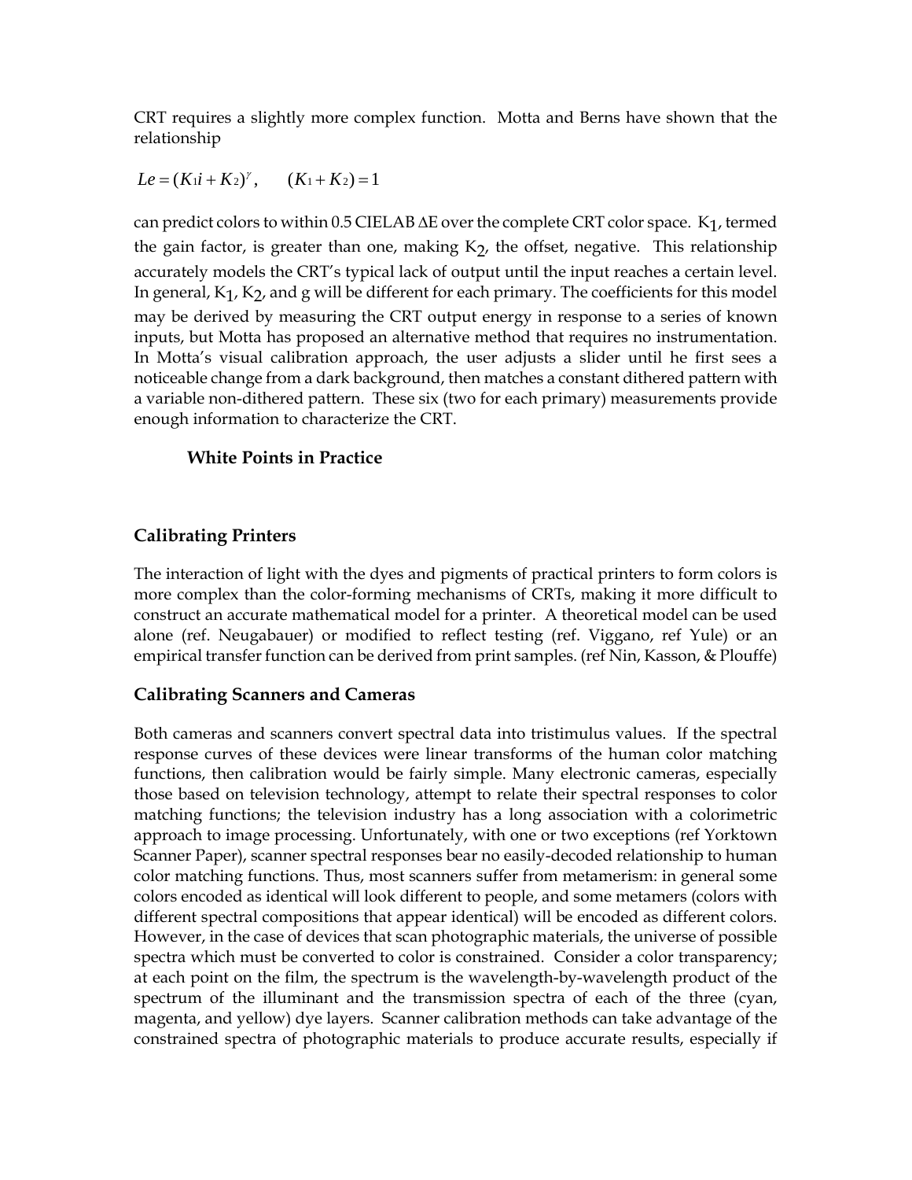CRT requires a slightly more complex function. Motta and Berns have shown that the relationship

$$Le = (K_1 i + K_2)^{\gamma}, \qquad (K_1 + K_2) = 1$$

can predict colors to within 0.5 CIELAB ΔE over the complete CRT color space. $K_1$, termed the gain factor, is greater than one, making $K_2$, the offset, negative. This relationship accurately models the CRT's typical lack of output until the input reaches a certain level. In general, $K_1$, $K_2$, and g will be different for each primary. The coefficients for this model may be derived by measuring the CRT output energy in response to a series of known inputs, but Motta has proposed an alternative method that requires no instrumentation. In Motta's visual calibration approach, the user adjusts a slider until he first sees a noticeable change from a dark background, then matches a constant dithered pattern with a variable non-dithered pattern. These six (two for each primary) measurements provide enough information to characterize the CRT.

### White Points in Practice

## Calibrating Printers

The interaction of light with the dyes and pigments of practical printers to form colors is more complex than the color-forming mechanisms of CRTs, making it more difficult to construct an accurate mathematical model for a printer. A theoretical model can be used alone (ref. Neugabauer) or modified to reflect testing (ref. Viggano, ref Yule) or an empirical transfer function can be derived from print samples. (ref Nin, Kasson, & Plouffe)

## Calibrating Scanners and Cameras

Both cameras and scanners convert spectral data into tristimulus values. If the spectral response curves of these devices were linear transforms of the human color matching functions, then calibration would be fairly simple. Many electronic cameras, especially those based on television technology, attempt to relate their spectral responses to color matching functions; the television industry has a long association with a colorimetric approach to image processing. Unfortunately, with one or two exceptions (ref Yorktown Scanner Paper), scanner spectral responses bear no easily-decoded relationship to human color matching functions. Thus, most scanners suffer from metamerism: in general some colors encoded as identical will look different to people, and some metamers (colors with different spectral compositions that appear identical) will be encoded as different colors. However, in the case of devices that scan photographic materials, the universe of possible spectra which must be converted to color is constrained. Consider a color transparency; at each point on the film, the spectrum is the wavelength-by-wavelength product of the spectrum of the illuminant and the transmission spectra of each of the three (cyan, magenta, and yellow) dye layers. Scanner calibration methods can take advantage of the constrained spectra of photographic materials to produce accurate results, especially if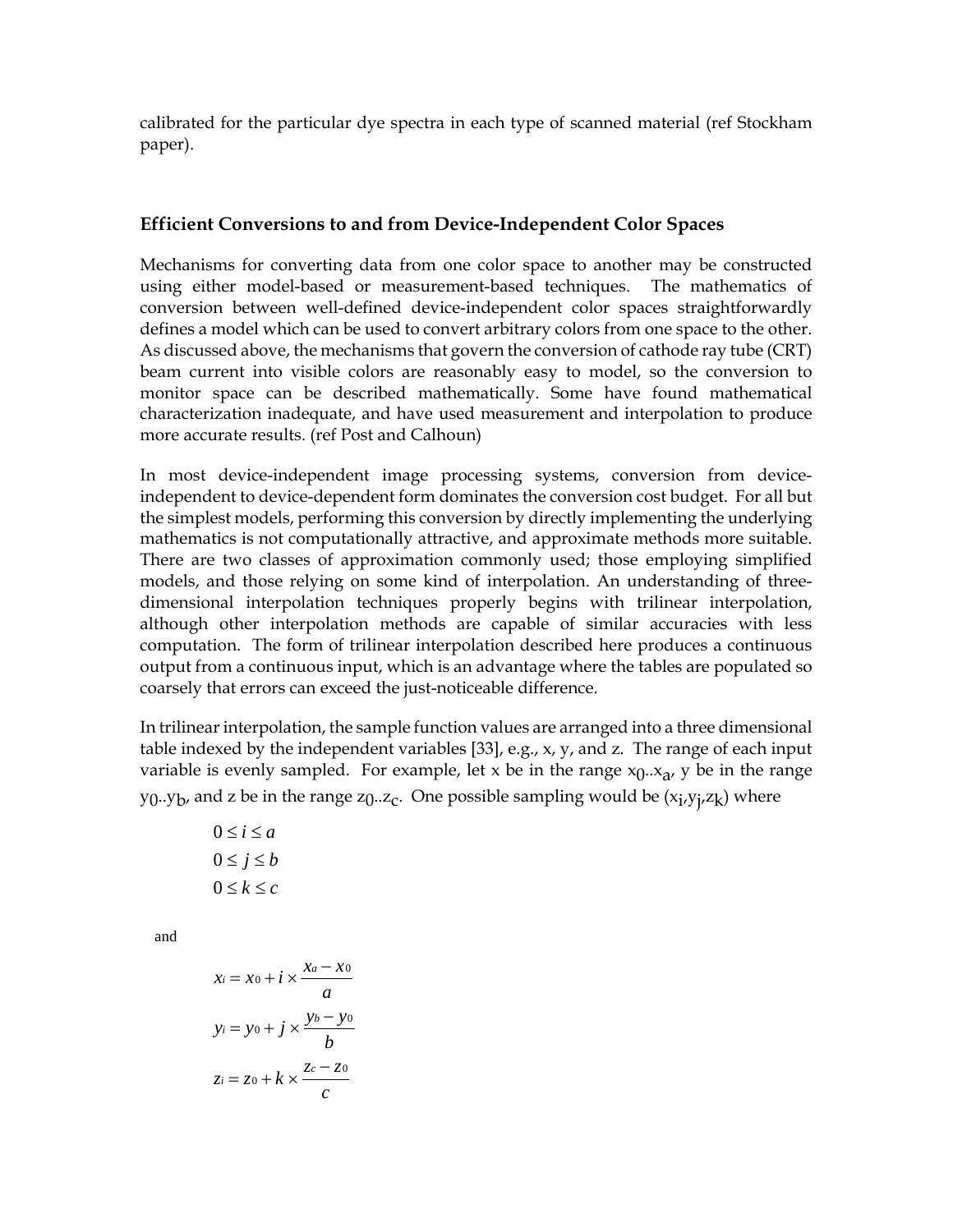calibrated for the particular dye spectra in each type of scanned material (ref Stockham paper).

### Efficient Conversions to and from Device-Independent Color Spaces

Mechanisms for converting data from one color space to another may be constructed using either model-based or measurement-based techniques. The mathematics of conversion between well-defined device-independent color spaces straightforwardly defines a model which can be used to convert arbitrary colors from one space to the other. As discussed above, the mechanisms that govern the conversion of cathode ray tube (CRT) beam current into visible colors are reasonably easy to model, so the conversion to monitor space can be described mathematically. Some have found mathematical characterization inadequate, and have used measurement and interpolation to produce more accurate results. (ref Post and Calhoun)

In most device-independent image processing systems, conversion from device-independent to device-dependent form dominates the conversion cost budget. For all but the simplest models, performing this conversion by directly implementing the underlying mathematics is not computationally attractive, and approximate methods more suitable. There are two classes of approximation commonly used; those employing simplified models, and those relying on some kind of interpolation. An understanding of three-dimensional interpolation techniques properly begins with trilinear interpolation, although other interpolation methods are capable of similar accuracies with less computation. The form of trilinear interpolation described here produces a continuous output from a continuous input, which is an advantage where the tables are populated so coarsely that errors can exceed the just-noticeable difference.

In trilinear interpolation, the sample function values are arranged into a three dimensional table indexed by the independent variables [33], e.g., x, y, and z. The range of each input variable is evenly sampled. For example, let x be in the range $x_0..x_a$, y be in the range $y_0..y_b$, and z be in the range $z_0..z_c$. One possible sampling would be $(x_i, y_j, z_k)$ where

$$0 \le i \le a$$
$$0 \le j \le b$$
$$0 \le k \le c$$

and

$$x_i = x_0 + i \times \frac{x_a - x_0}{a}$$
$$y_i = y_0 + j \times \frac{y_b - y_0}{b}$$
$$z_i = z_0 + k \times \frac{z_c - z_0}{c}$$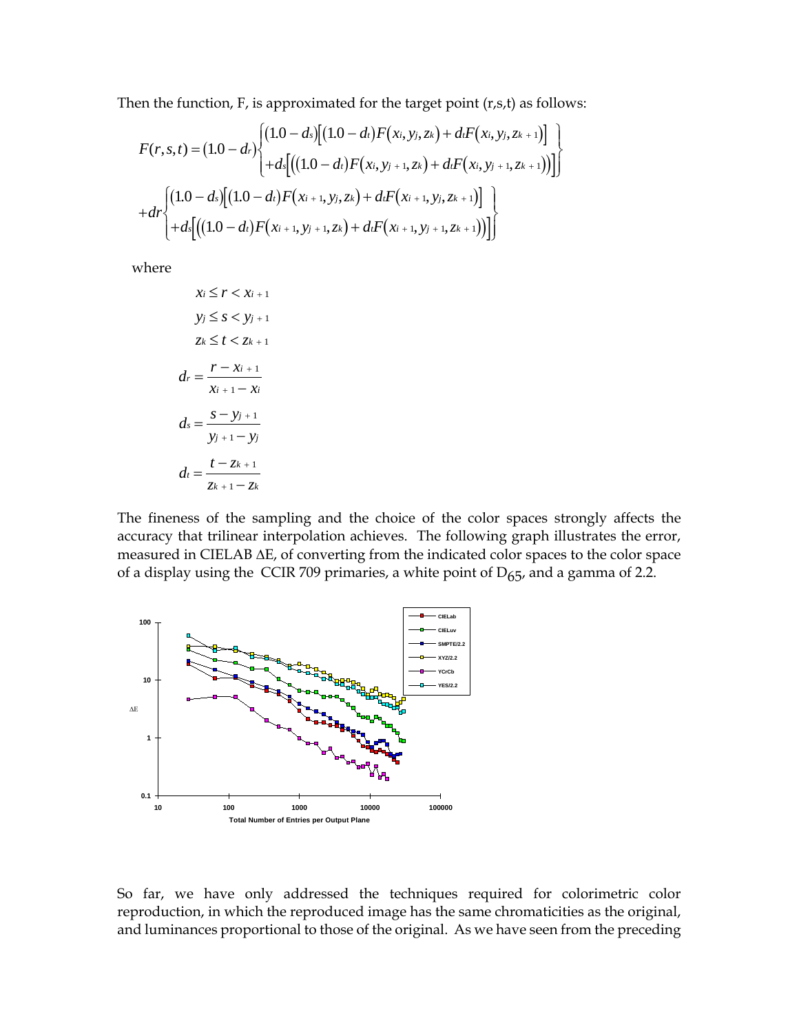Then the function, F, is approximated for the target point (r,s,t) as follows:

$$
\begin{aligned}
F(r,s,t) = (1.0 - d_r) & \left\{ \begin{aligned} & (1.0 - d_s)\left[(1.0 - d_t)F(x_i, y_j, z_k) + d_t F(x_i, y_j, z_{k+1})\right] \\ & + d_s\left[\left((1.0 - d_t)F(x_i, y_{j+1}, z_k) + d_t F(x_i, y_{j+1}, z_{k+1})\right)\right] \end{aligned} \right\} \\
+ dr & \left\{ \begin{aligned} & (1.0 - d_s)\left[(1.0 - d_t)F(x_{i+1}, y_j, z_k) + d_t F(x_{i+1}, y_j, z_{k+1})\right] \\ & + d_s\left[\left((1.0 - d_t)F(x_{i+1}, y_{j+1}, z_k) + d_t F(x_{i+1}, y_{j+1}, z_{k+1})\right)\right] \end{aligned} \right\}
\end{aligned}
$$

where

$$x_i \leq r < x_{i+1}$$

$$y_j \leq s < y_{j+1}$$

$$z_k \leq t < z_{k+1}$$

$$d_r = \frac{r - x_{i+1}}{x_{i+1} - x_i}$$

$$d_s = \frac{s - y_{j+1}}{y_{j+1} - y_j}$$

$$d_t = \frac{t - z_{k+1}}{z_{k+1} - z_k}$$

The fineness of the sampling and the choice of the color spaces strongly affects the accuracy that trilinear interpolation achieves. The following graph illustrates the error, measured in CIELAB $\Delta E$, of converting from the indicated color spaces to the color space of a display using the CCIR 709 primaries, a white point of $D_{65}$, and a gamma of 2.2.

So far, we have only addressed the techniques required for colorimetric color reproduction, in which the reproduced image has the same chromaticities as the original, and luminances proportional to those of the original. As we have seen from the preceding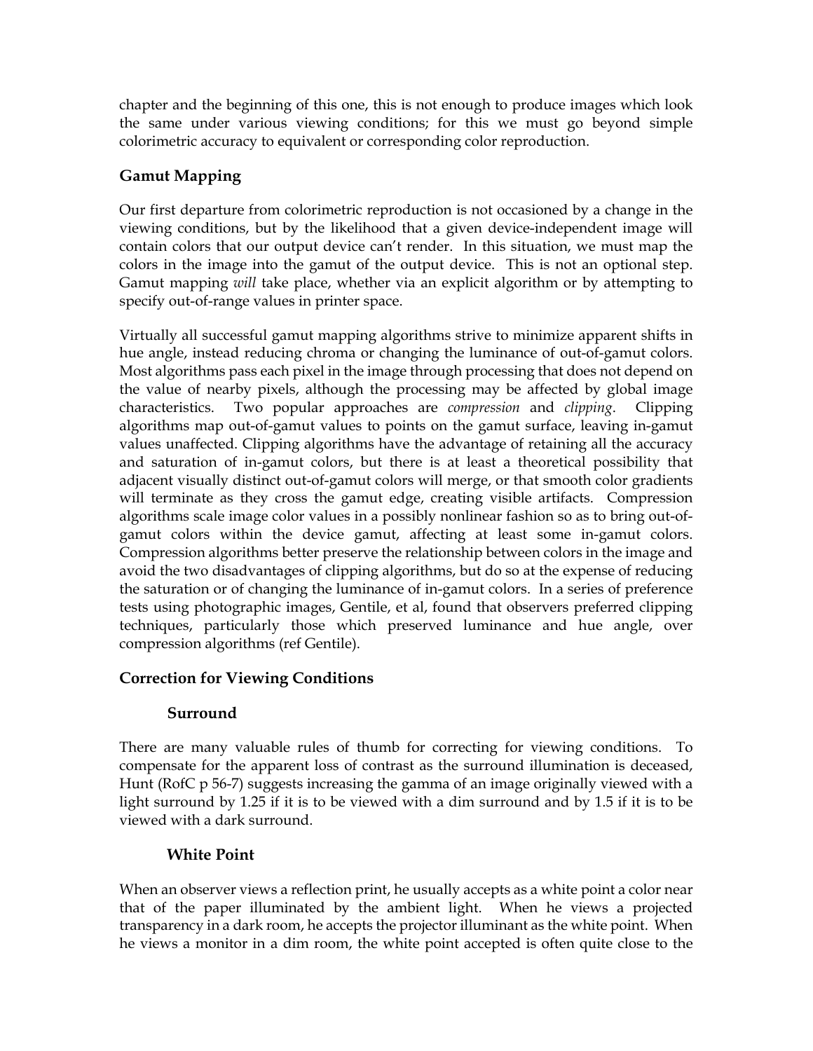chapter and the beginning of this one, this is not enough to produce images which look the same under various viewing conditions; for this we must go beyond simple colorimetric accuracy to equivalent or corresponding color reproduction.

## Gamut Mapping

Our first departure from colorimetric reproduction is not occasioned by a change in the viewing conditions, but by the likelihood that a given device-independent image will contain colors that our output device can't render. In this situation, we must map the colors in the image into the gamut of the output device. This is not an optional step. Gamut mapping *will* take place, whether via an explicit algorithm or by attempting to specify out-of-range values in printer space.

Virtually all successful gamut mapping algorithms strive to minimize apparent shifts in hue angle, instead reducing chroma or changing the luminance of out-of-gamut colors. Most algorithms pass each pixel in the image through processing that does not depend on the value of nearby pixels, although the processing may be affected by global image characteristics. Two popular approaches are *compression* and *clipping*. Clipping algorithms map out-of-gamut values to points on the gamut surface, leaving in-gamut values unaffected. Clipping algorithms have the advantage of retaining all the accuracy and saturation of in-gamut colors, but there is at least a theoretical possibility that adjacent visually distinct out-of-gamut colors will merge, or that smooth color gradients will terminate as they cross the gamut edge, creating visible artifacts. Compression algorithms scale image color values in a possibly nonlinear fashion so as to bring out-of-gamut colors within the device gamut, affecting at least some in-gamut colors. Compression algorithms better preserve the relationship between colors in the image and avoid the two disadvantages of clipping algorithms, but do so at the expense of reducing the saturation or of changing the luminance of in-gamut colors. In a series of preference tests using photographic images, Gentile, et al, found that observers preferred clipping techniques, particularly those which preserved luminance and hue angle, over compression algorithms (ref Gentile).

## Correction for Viewing Conditions

### Surround

There are many valuable rules of thumb for correcting for viewing conditions. To compensate for the apparent loss of contrast as the surround illumination is deceased, Hunt (RofC p 56-7) suggests increasing the gamma of an image originally viewed with a light surround by 1.25 if it is to be viewed with a dim surround and by 1.5 if it is to be viewed with a dark surround.

### White Point

When an observer views a reflection print, he usually accepts as a white point a color near that of the paper illuminated by the ambient light. When he views a projected transparency in a dark room, he accepts the projector illuminant as the white point. When he views a monitor in a dim room, the white point accepted is often quite close to the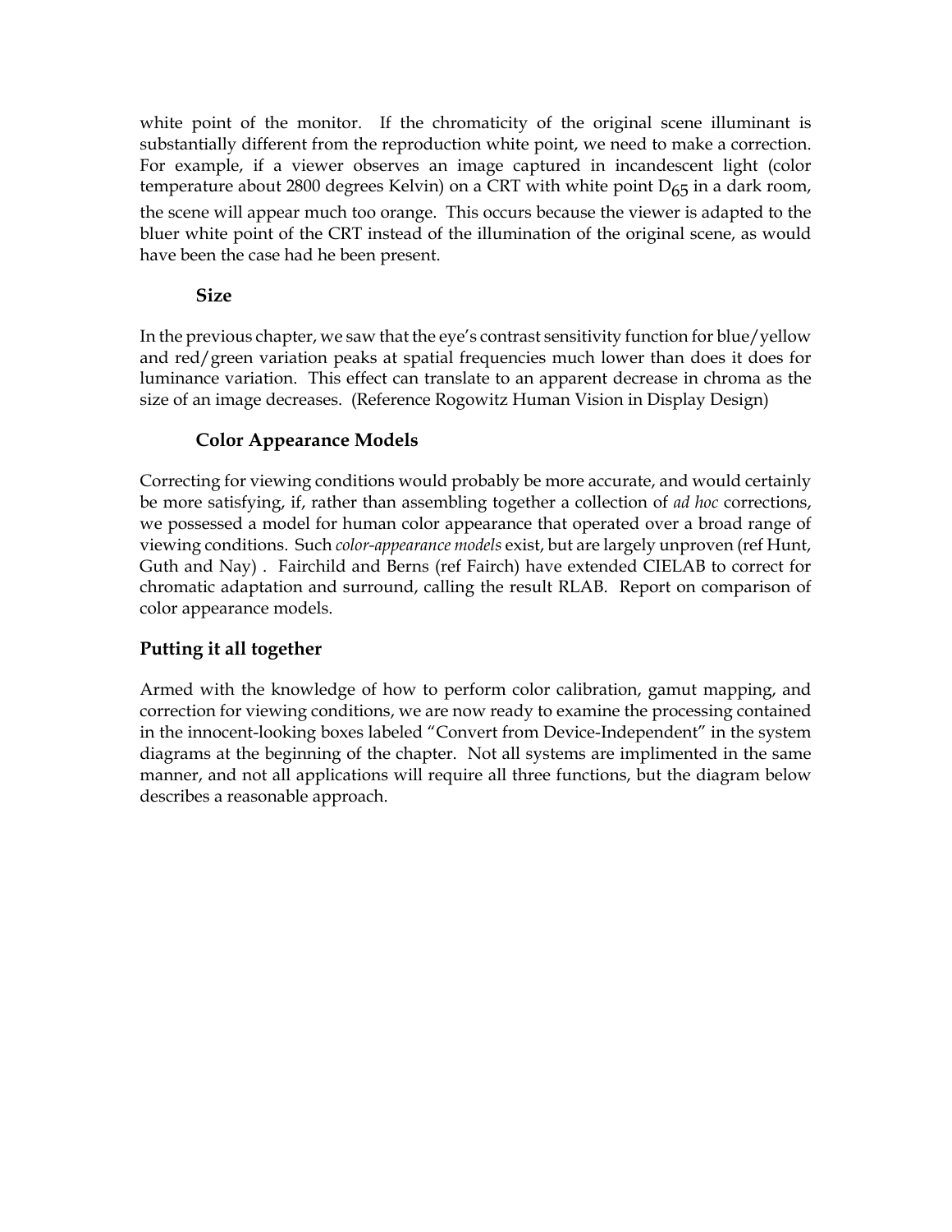white point of the monitor. If the chromaticity of the original scene illuminant is substantially different from the reproduction white point, we need to make a correction. For example, if a viewer observes an image captured in incandescent light (color temperature about 2800 degrees Kelvin) on a CRT with white point $D_{65}$ in a dark room, the scene will appear much too orange. This occurs because the viewer is adapted to the bluer white point of the CRT instead of the illumination of the original scene, as would have been the case had he been present.

### Size

In the previous chapter, we saw that the eye's contrast sensitivity function for blue/yellow and red/green variation peaks at spatial frequencies much lower than does it does for luminance variation. This effect can translate to an apparent decrease in chroma as the size of an image decreases. (Reference Rogowitz Human Vision in Display Design)

### Color Appearance Models

Correcting for viewing conditions would probably be more accurate, and would certainly be more satisfying, if, rather than assembling together a collection of *ad hoc* corrections, we possessed a model for human color appearance that operated over a broad range of viewing conditions. Such *color-appearance models* exist, but are largely unproven (ref Hunt, Guth and Nay) . Fairchild and Berns (ref Fairch) have extended CIELAB to correct for chromatic adaptation and surround, calling the result RLAB. Report on comparison of color appearance models.

## Putting it all together

Armed with the knowledge of how to perform color calibration, gamut mapping, and correction for viewing conditions, we are now ready to examine the processing contained in the innocent-looking boxes labeled "Convert from Device-Independent" in the system diagrams at the beginning of the chapter. Not all systems are implimented in the same manner, and not all applications will require all three functions, but the diagram below describes a reasonable approach.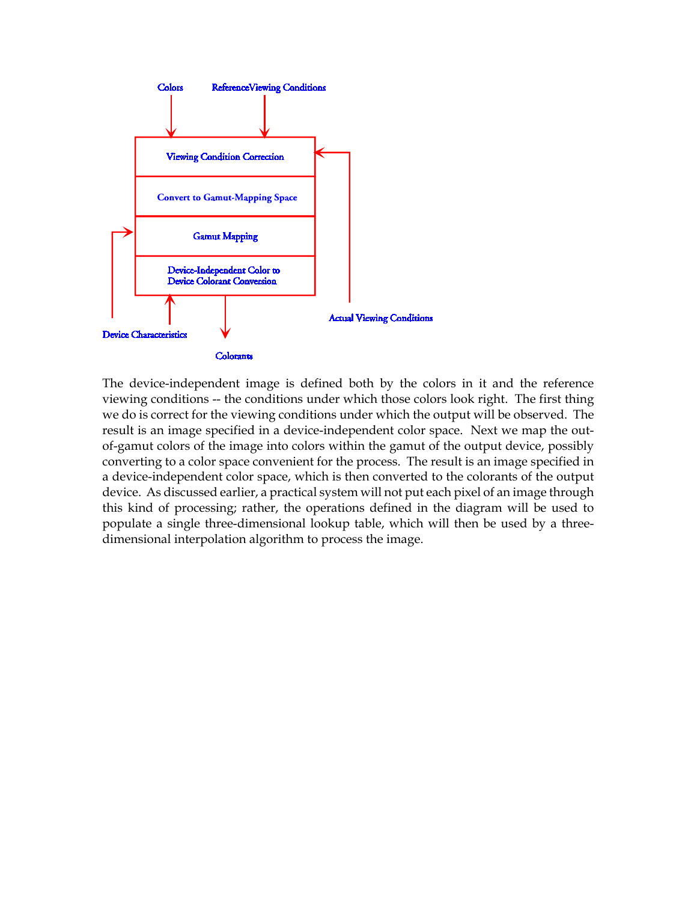Colors

ReferenceViewing Conditions

Viewing Condition Correction

Convert to Gamut-Mapping Space

Gamut Mapping

Device-Independent Color to Device Colorant Conversion

Device Characteristics

Colorants

Actual Viewing Conditions

The device-independent image is defined both by the colors in it and the reference viewing conditions -- the conditions under which those colors look right. The first thing we do is correct for the viewing conditions under which the output will be observed. The result is an image specified in a device-independent color space. Next we map the out-of-gamut colors of the image into colors within the gamut of the output device, possibly converting to a color space convenient for the process. The result is an image specified in a device-independent color space, which is then converted to the colorants of the output device. As discussed earlier, a practical system will not put each pixel of an image through this kind of processing; rather, the operations defined in the diagram will be used to populate a single three-dimensional lookup table, which will then be used by a three-dimensional interpolation algorithm to process the image.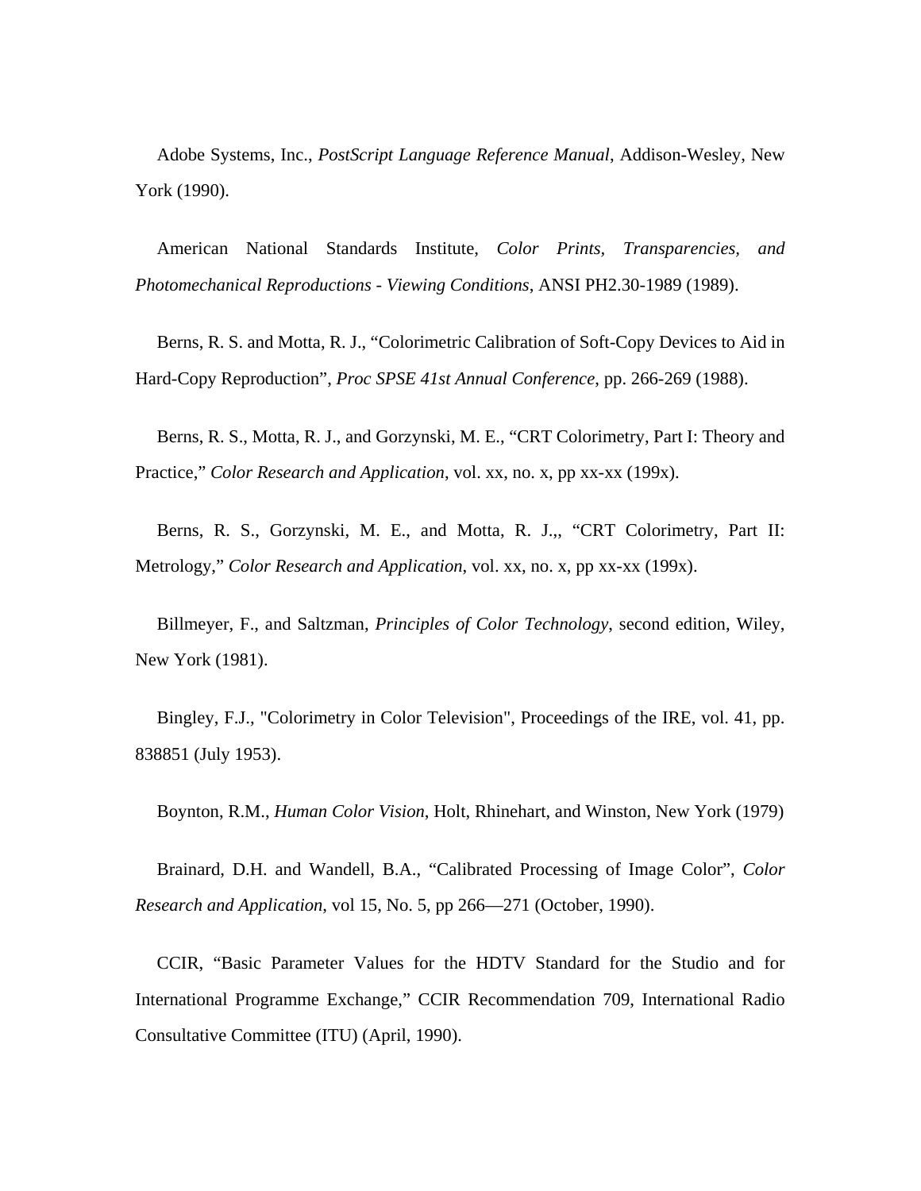Adobe Systems, Inc., *PostScript Language Reference Manual*, Addison-Wesley, New York (1990).

American National Standards Institute, *Color Prints*, *Transparencies*, *and Photomechanical Reproductions - Viewing Conditions*, ANSI PH2.30-1989 (1989).

Berns, R. S. and Motta, R. J., “Colorimetric Calibration of Soft-Copy Devices to Aid in Hard-Copy Reproduction”, *Proc SPSE 41st Annual Conference*, pp. 266-269 (1988).

Berns, R. S., Motta, R. J., and Gorzynski, M. E., “CRT Colorimetry, Part I: Theory and Practice,” *Color Research and Application*, vol. xx, no. x, pp xx-xx (199x).

Berns, R. S., Gorzynski, M. E., and Motta, R. J.,, “CRT Colorimetry, Part II: Metrology,” *Color Research and Application*, vol. xx, no. x, pp xx-xx (199x).

Billmeyer, F., and Saltzman, *Principles of Color Technology*, second edition, Wiley, New York (1981).

Bingley, F.J., "Colorimetry in Color Television", Proceedings of the IRE, vol. 41, pp. 838851 (July 1953).

Boynton, R.M., *Human Color Vision*, Holt, Rhinehart, and Winston, New York (1979)

Brainard, D.H. and Wandell, B.A., “Calibrated Processing of Image Color”, *Color Research and Application*, vol 15, No. 5, pp 266—271 (October, 1990).

CCIR, “Basic Parameter Values for the HDTV Standard for the Studio and for International Programme Exchange,” CCIR Recommendation 709, International Radio Consultative Committee (ITU) (April, 1990).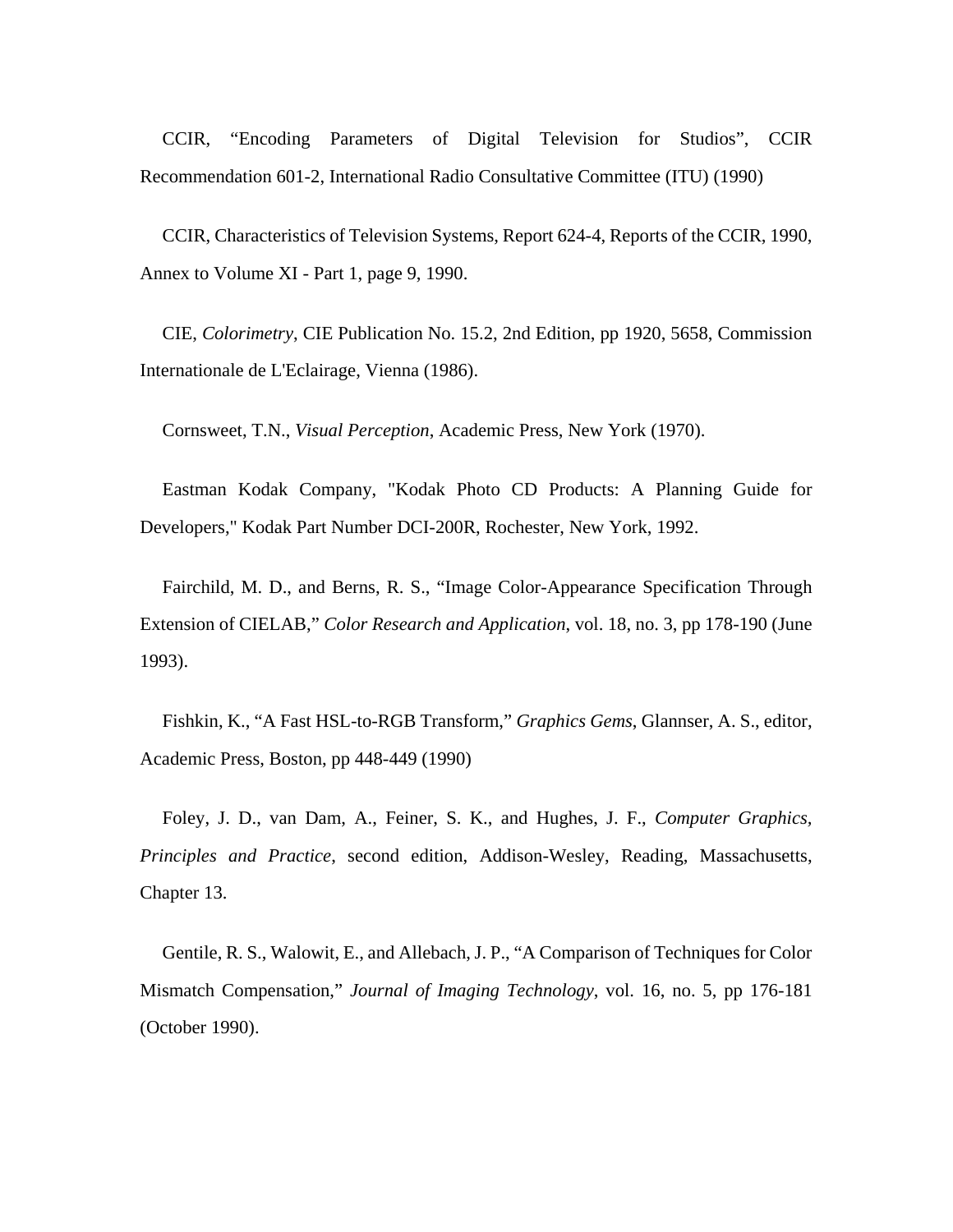CCIR, “Encoding Parameters of Digital Television for Studios”, CCIR Recommendation 601-2, International Radio Consultative Committee (ITU) (1990)

CCIR, Characteristics of Television Systems, Report 624-4, Reports of the CCIR, 1990, Annex to Volume XI - Part 1, page 9, 1990.

CIE, *Colorimetry*, CIE Publication No. 15.2, 2nd Edition, pp 1920, 5658, Commission Internationale de L'Eclairage, Vienna (1986).

Cornsweet, T.N., *Visual Perception*, Academic Press, New York (1970).

Eastman Kodak Company, "Kodak Photo CD Products: A Planning Guide for Developers," Kodak Part Number DCI-200R, Rochester, New York, 1992.

Fairchild, M. D., and Berns, R. S., “Image Color-Appearance Specification Through Extension of CIELAB,” *Color Research and Application*, vol. 18, no. 3, pp 178-190 (June 1993).

Fishkin, K., “A Fast HSL-to-RGB Transform,” *Graphics Gems*, Glannser, A. S., editor, Academic Press, Boston, pp 448-449 (1990)

Foley, J. D., van Dam, A., Feiner, S. K., and Hughes, J. F., *Computer Graphics, Principles and Practice*, second edition, Addison-Wesley, Reading, Massachusetts, Chapter 13.

Gentile, R. S., Walowit, E., and Allebach, J. P., “A Comparison of Techniques for Color Mismatch Compensation,” *Journal of Imaging Technology*, vol. 16, no. 5, pp 176-181 (October 1990).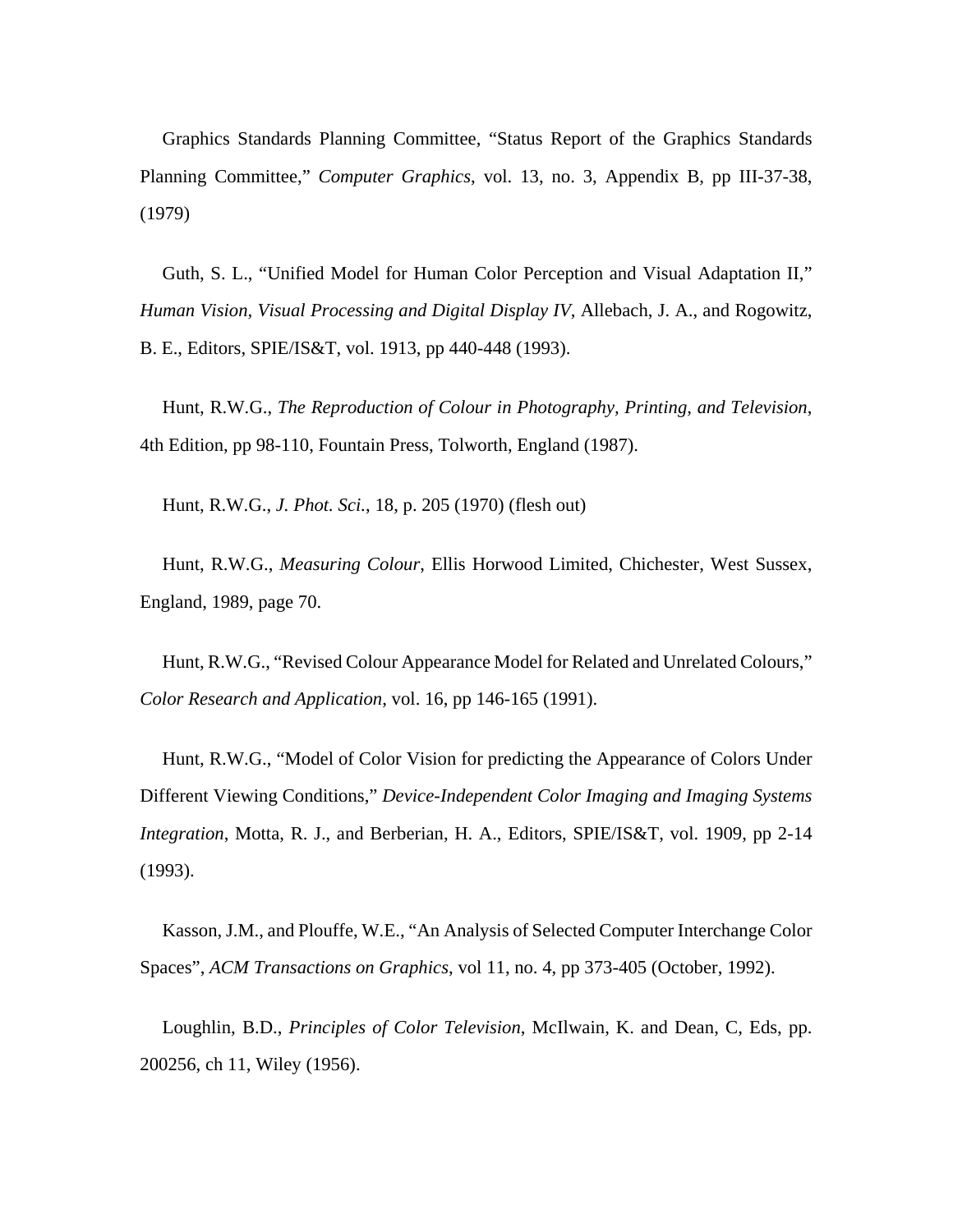Graphics Standards Planning Committee, “Status Report of the Graphics Standards Planning Committee,” *Computer Graphics*, vol. 13, no. 3, Appendix B, pp III-37-38, (1979)

Guth, S. L., “Unified Model for Human Color Perception and Visual Adaptation II,” *Human Vision, Visual Processing and Digital Display IV*, Allebach, J. A., and Rogowitz, B. E., Editors, SPIE/IS&T, vol. 1913, pp 440-448 (1993).

Hunt, R.W.G., *The Reproduction of Colour in Photography, Printing, and Television*, 4th Edition, pp 98-110, Fountain Press, Tolworth, England (1987).

Hunt, R.W.G., *J. Phot. Sci.*, 18, p. 205 (1970) (flesh out)

Hunt, R.W.G., *Measuring Colour*, Ellis Horwood Limited, Chichester, West Sussex, England, 1989, page 70.

Hunt, R.W.G., “Revised Colour Appearance Model for Related and Unrelated Colours,” *Color Research and Application*, vol. 16, pp 146-165 (1991).

Hunt, R.W.G., “Model of Color Vision for predicting the Appearance of Colors Under Different Viewing Conditions,” *Device-Independent Color Imaging and Imaging Systems Integration*, Motta, R. J., and Berberian, H. A., Editors, SPIE/IS&T, vol. 1909, pp 2-14 (1993).

Kasson, J.M., and Plouffe, W.E., “An Analysis of Selected Computer Interchange Color Spaces”, *ACM Transactions on Graphics*, vol 11, no. 4, pp 373-405 (October, 1992).

Loughlin, B.D., *Principles of Color Television*, McIlwain, K. and Dean, C, Eds, pp. 200256, ch 11, Wiley (1956).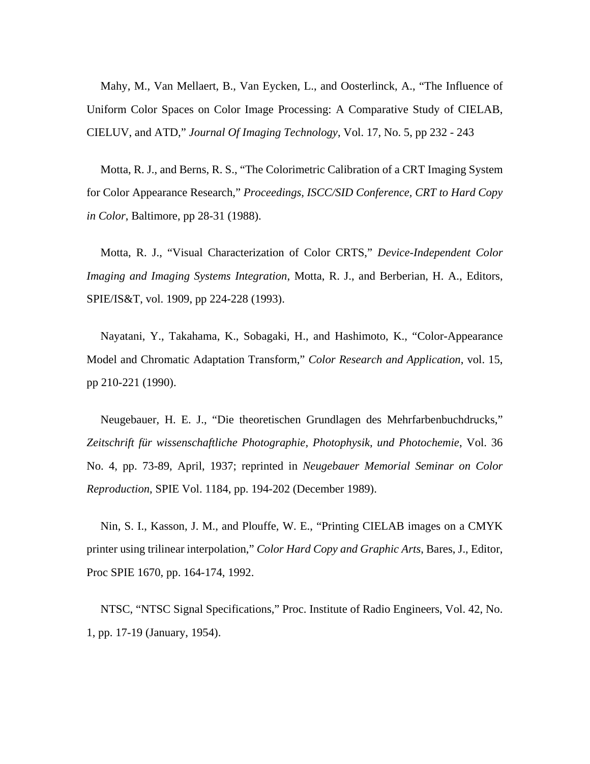Mahy, M., Van Mellaert, B., Van Eycken, L., and Oosterlinck, A., “The Influence of Uniform Color Spaces on Color Image Processing: A Comparative Study of CIELAB, CIELUV, and ATD,” *Journal Of Imaging Technology*, Vol. 17, No. 5, pp 232 - 243

Motta, R. J., and Berns, R. S., “The Colorimetric Calibration of a CRT Imaging System for Color Appearance Research,” *Proceedings, ISCC/SID Conference, CRT to Hard Copy in Color*, Baltimore, pp 28-31 (1988).

Motta, R. J., “Visual Characterization of Color CRTS,” *Device-Independent Color Imaging and Imaging Systems Integration*, Motta, R. J., and Berberian, H. A., Editors, SPIE/IS&T, vol. 1909, pp 224-228 (1993).

Nayatani, Y., Takahama, K., Sobagaki, H., and Hashimoto, K., “Color-Appearance Model and Chromatic Adaptation Transform,” *Color Research and Application*, vol. 15, pp 210-221 (1990).

Neugebauer, H. E. J., “Die theoretischen Grundlagen des Mehrfarbenbuchdrucks,” *Zeitschrift für wissenschaftliche Photographie, Photophysik, und Photochemie*, Vol. 36 No. 4, pp. 73-89, April, 1937; reprinted in *Neugebauer Memorial Seminar on Color Reproduction*, SPIE Vol. 1184, pp. 194-202 (December 1989).

Nin, S. I., Kasson, J. M., and Plouffe, W. E., “Printing CIELAB images on a CMYK printer using trilinear interpolation,” *Color Hard Copy and Graphic Arts*, Bares, J., Editor, Proc SPIE 1670, pp. 164-174, 1992.

NTSC, “NTSC Signal Specifications,” Proc. Institute of Radio Engineers, Vol. 42, No. 1, pp. 17-19 (January, 1954).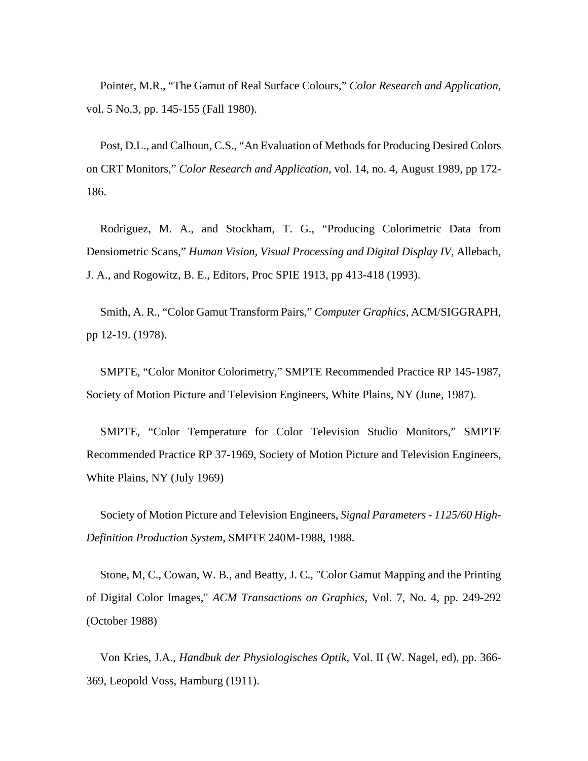Pointer, M.R., “The Gamut of Real Surface Colours,” *Color Research and Application*, vol. 5 No.3, pp. 145-155 (Fall 1980).

Post, D.L., and Calhoun, C.S., “An Evaluation of Methods for Producing Desired Colors on CRT Monitors,” *Color Research and Application*, vol. 14, no. 4, August 1989, pp 172-186.

Rodriguez, M. A., and Stockham, T. G., “Producing Colorimetric Data from Densiometric Scans,” *Human Vision, Visual Processing and Digital Display IV*, Allebach, J. A., and Rogowitz, B. E., Editors, Proc SPIE 1913, pp 413-418 (1993).

Smith, A. R., “Color Gamut Transform Pairs,” *Computer Graphics*, ACM/SIGGRAPH, pp 12-19. (1978).

SMPTE, “Color Monitor Colorimetry,” SMPTE Recommended Practice RP 145-1987, Society of Motion Picture and Television Engineers, White Plains, NY (June, 1987).

SMPTE, “Color Temperature for Color Television Studio Monitors,” SMPTE Recommended Practice RP 37-1969, Society of Motion Picture and Television Engineers, White Plains, NY (July 1969)

Society of Motion Picture and Television Engineers, *Signal Parameters - 1125/60 High-Definition Production System*, SMPTE 240M-1988, 1988.

Stone, M, C., Cowan, W. B., and Beatty, J. C., "Color Gamut Mapping and the Printing of Digital Color Images," *ACM Transactions on Graphics*, Vol. 7, No. 4, pp. 249-292 (October 1988)

Von Kries, J.A., *Handbuk der Physiologisches Optik*, Vol. II (W. Nagel, ed), pp. 366-369, Leopold Voss, Hamburg (1911).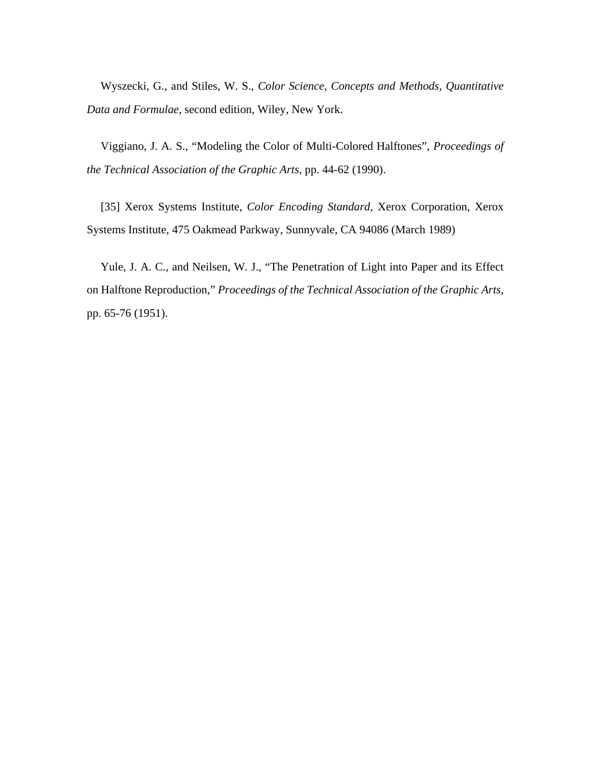Wyszecki, G., and Stiles, W. S., *Color Science, Concepts and Methods, Quantitative Data and Formulae*, second edition, Wiley, New York.

Viggiano, J. A. S., “Modeling the Color of Multi-Colored Halftones”, *Proceedings of the Technical Association of the Graphic Arts*, pp. 44-62 (1990).

[35] Xerox Systems Institute, *Color Encoding Standard*, Xerox Corporation, Xerox Systems Institute, 475 Oakmead Parkway, Sunnyvale, CA 94086 (March 1989)

Yule, J. A. C., and Neilsen, W. J., “The Penetration of Light into Paper and its Effect on Halftone Reproduction,” *Proceedings of the Technical Association of the Graphic Arts*, pp. 65-76 (1951).